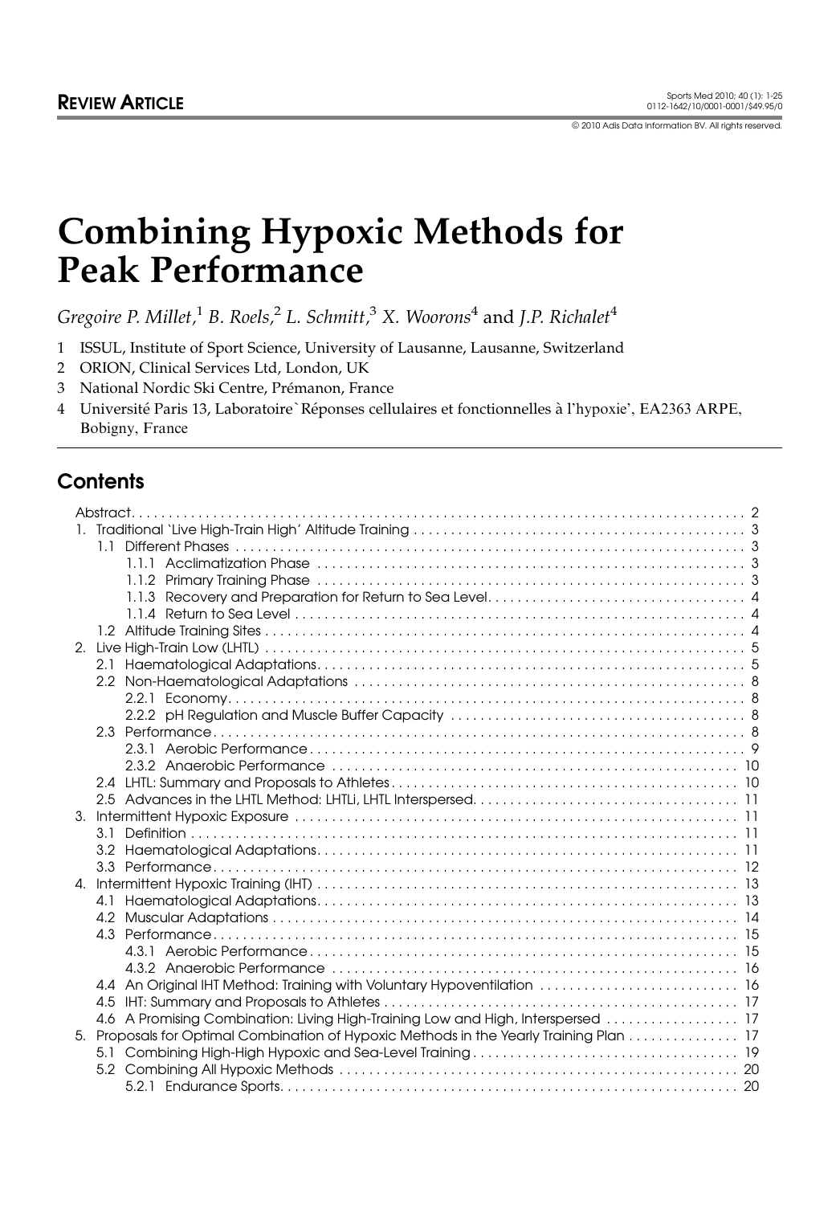**REVIEW ARTICLE**

© 2010 Adis Data Information BV. All rights reserved.

# Combining Hypoxic Methods for Peak Performance

*Gregoire P. Millet,*[1] *B. Roels,*[2] *L. Schmitt,*[3] *X. Woorons*[4] and *J.P. Richalet*[4]

1 ISSUL, Institute of Sport Science, University of Lausanne, Lausanne, Switzerland
2 ORION, Clinical Services Ltd, London, UK
3 National Nordic Ski Centre, Prémanon, France
4 Université Paris 13, Laboratoire`Réponses cellulaires et fonctionnelles à l'hypoxie', EA2363 ARPE, Bobigny, France

## Contents

| | |
|---|---|
| Abstract | 2 |
| 1. Traditional 'Live High-Train High' Altitude Training | 3 |
| 1.1 Different Phases | 3 |
| 1.1.1 Acclimatization Phase | 3 |
| 1.1.2 Primary Training Phase | 3 |
| 1.1.3 Recovery and Preparation for Return to Sea Level | 4 |
| 1.1.4 Return to Sea Level | 4 |
| 1.2 Altitude Training Sites | 4 |
| 2. Live High-Train Low (LHTL) | 5 |
| 2.1 Haematological Adaptations | 5 |
| 2.2 Non-Haematological Adaptations | 8 |
| 2.2.1 Economy | 8 |
| 2.2.2 pH Regulation and Muscle Buffer Capacity | 8 |
| 2.3 Performance | 8 |
| 2.3.1 Aerobic Performance | 9 |
| 2.3.2 Anaerobic Performance | 10 |
| 2.4 LHTL: Summary and Proposals to Athletes | 10 |
| 2.5 Advances in the LHTL Method: LHTLi, LHTL Interspersed | 11 |
| 3. Intermittent Hypoxic Exposure | 11 |
| 3.1 Definition | 11 |
| 3.2 Haematological Adaptations | 11 |
| 3.3 Performance | 12 |
| 4. Intermittent Hypoxic Training (IHT) | 13 |
| 4.1 Haematological Adaptations | 13 |
| 4.2 Muscular Adaptations | 14 |
| 4.3 Performance | 15 |
| 4.3.1 Aerobic Performance | 15 |
| 4.3.2 Anaerobic Performance | 16 |
| 4.4 An Original IHT Method: Training with Voluntary Hypoventilation | 16 |
| 4.5 IHT: Summary and Proposals to Athletes | 17 |
| 4.6 A Promising Combination: Living High-Training Low and High, Interspersed | 17 |
| 5. Proposals for Optimal Combination of Hypoxic Methods in the Yearly Training Plan | 17 |
| 5.1 Combining High-High Hypoxic and Sea-Level Training | 19 |
| 5.2 Combining All Hypoxic Methods | 20 |
| 5.2.1 Endurance Sports | 20 |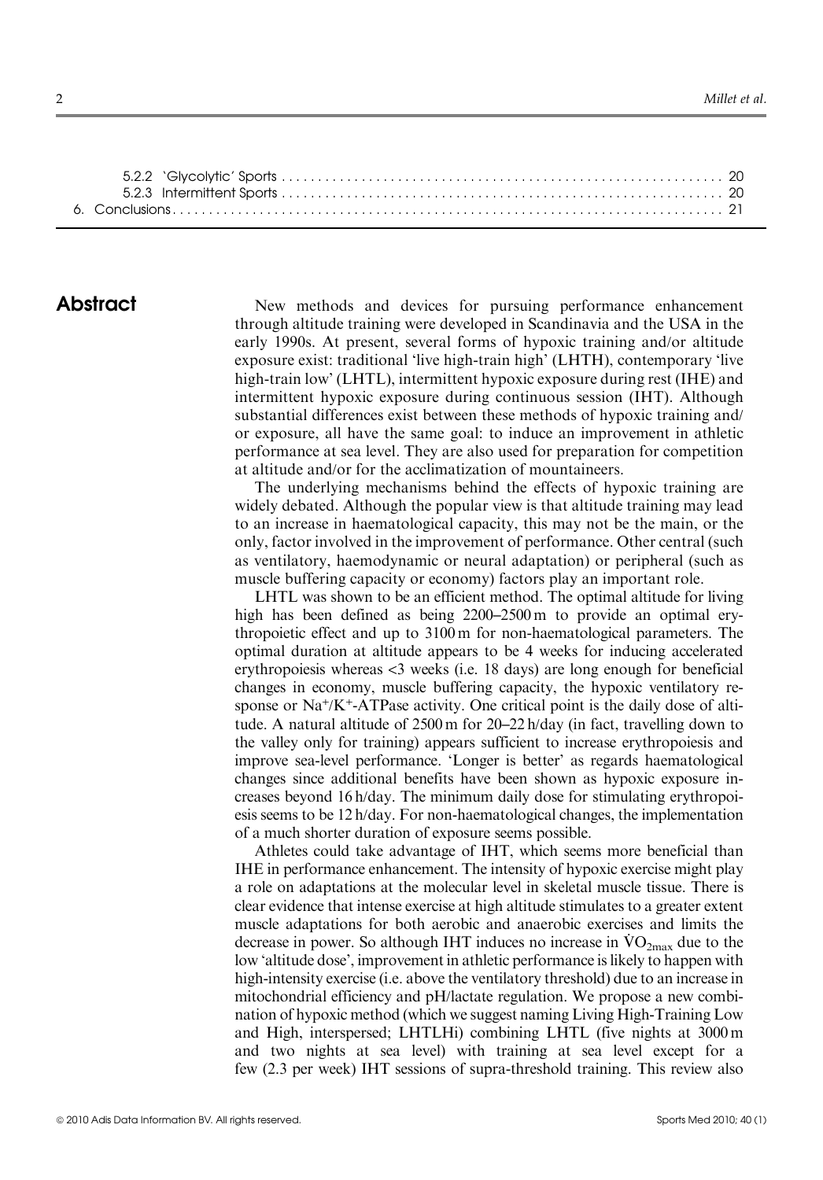5.2.2 'Glycolytic' Sports .......................................... 20
5.2.3 Intermittent Sports .......................................... 20
6. Conclusions .......................................... 21

## Abstract

New methods and devices for pursuing performance enhancement through altitude training were developed in Scandinavia and the USA in the early 1990s. At present, several forms of hypoxic training and/or altitude exposure exist: traditional 'live high-train high' (LHTH), contemporary 'live high-train low' (LHTL), intermittent hypoxic exposure during rest (IHE) and intermittent hypoxic exposure during continuous session (IHT). Although substantial differences exist between these methods of hypoxic training and/or exposure, all have the same goal: to induce an improvement in athletic performance at sea level. They are also used for preparation for competition at altitude and/or for the acclimatization of mountaineers.

The underlying mechanisms behind the effects of hypoxic training are widely debated. Although the popular view is that altitude training may lead to an increase in haematological capacity, this may not be the main, or the only, factor involved in the improvement of performance. Other central (such as ventilatory, haemodynamic or neural adaptation) or peripheral (such as muscle buffering capacity or economy) factors play an important role.

LHTL was shown to be an efficient method. The optimal altitude for living high has been defined as being 2200–2500 m to provide an optimal erythropoietic effect and up to 3100 m for non-haematological parameters. The optimal duration at altitude appears to be 4 weeks for inducing accelerated erythropoiesis whereas <3 weeks (i.e. 18 days) are long enough for beneficial changes in economy, muscle buffering capacity, the hypoxic ventilatory response or $Na^+/K^+$-ATPase activity. One critical point is the daily dose of altitude. A natural altitude of 2500 m for 20–22 h/day (in fact, travelling down to the valley only for training) appears sufficient to increase erythropoiesis and improve sea-level performance. 'Longer is better' as regards haematological changes since additional benefits have been shown as hypoxic exposure increases beyond 16 h/day. The minimum daily dose for stimulating erythropoiesis seems to be 12 h/day. For non-haematological changes, the implementation of a much shorter duration of exposure seems possible.

Athletes could take advantage of IHT, which seems more beneficial than IHE in performance enhancement. The intensity of hypoxic exercise might play a role on adaptations at the molecular level in skeletal muscle tissue. There is clear evidence that intense exercise at high altitude stimulates to a greater extent muscle adaptations for both aerobic and anaerobic exercises and limits the decrease in power. So although IHT induces no increase in $\dot{V}O_{2max}$ due to the low 'altitude dose', improvement in athletic performance is likely to happen with high-intensity exercise (i.e. above the ventilatory threshold) due to an increase in mitochondrial efficiency and pH/lactate regulation. We propose a new combination of hypoxic method (which we suggest naming Living High-Training Low and High, interspersed; LHTLHi) combining LHTL (five nights at 3000 m and two nights at sea level) with training at sea level except for a few (2.3 per week) IHT sessions of supra-threshold training. This review also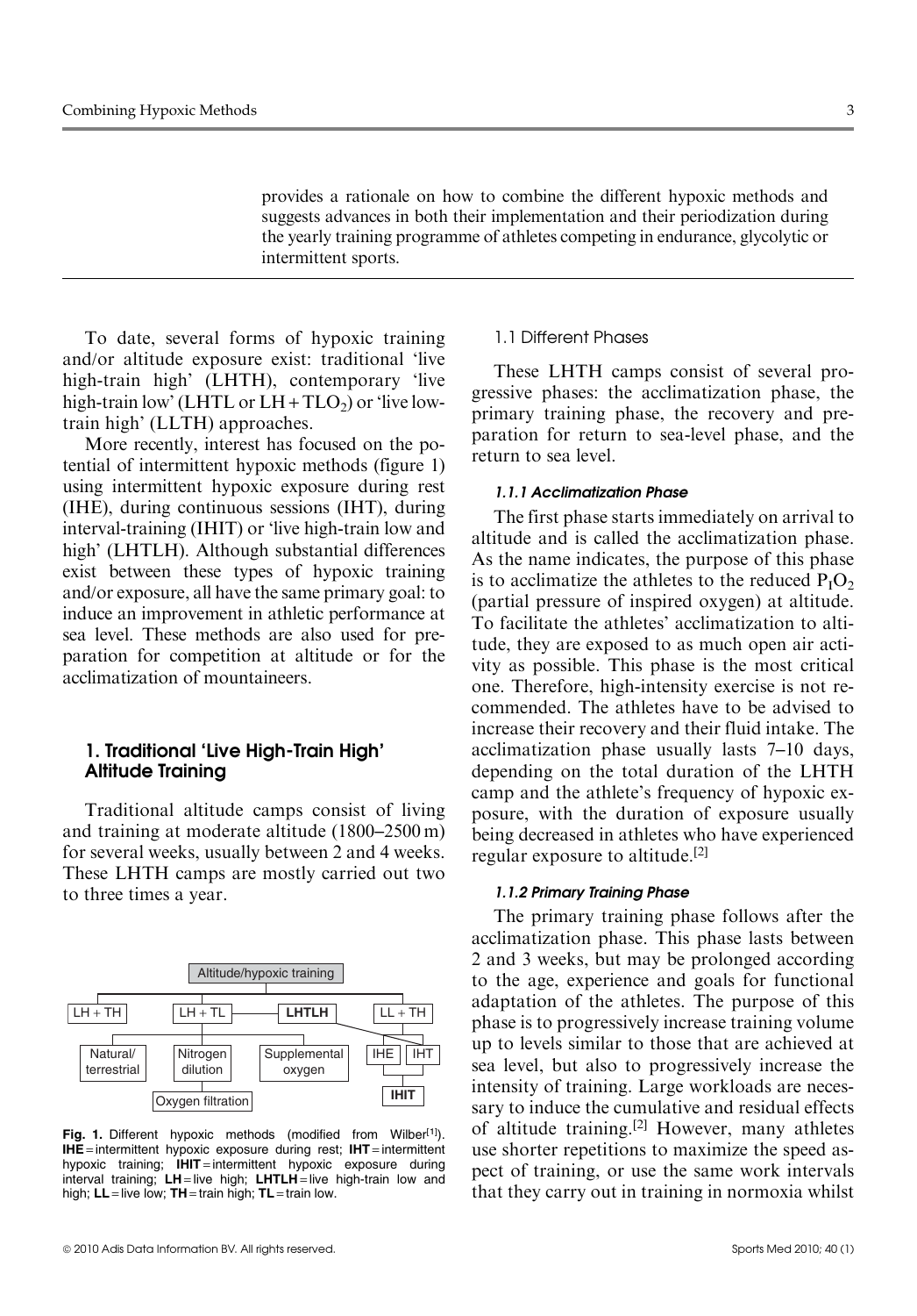provides a rationale on how to combine the different hypoxic methods and suggests advances in both their implementation and their periodization during the yearly training programme of athletes competing in endurance, glycolytic or intermittent sports.

To date, several forms of hypoxic training and/or altitude exposure exist: traditional 'live high-train high' (LHTH), contemporary 'live high-train low' (LHTL or LH + $TLO_2$) or 'live low-train high' (LLTH) approaches.

More recently, interest has focused on the potential of intermittent hypoxic methods (figure 1) using intermittent hypoxic exposure during rest (IHE), during continuous sessions (IHT), during interval-training (IHIT) or 'live high-train low and high' (LHTLH). Although substantial differences exist between these types of hypoxic training and/or exposure, all have the same primary goal: to induce an improvement in athletic performance at sea level. These methods are also used for preparation for competition at altitude or for the acclimatization of mountaineers.

## 1. Traditional 'Live High-Train High' Altitude Training

Traditional altitude camps consist of living and training at moderate altitude (1800–2500 m) for several weeks, usually between 2 and 4 weeks. These LHTH camps are mostly carried out two to three times a year.

Altitude/hypoxic training

LH + TH | LH + TL | **LHTLH** | LL + TH

Natural/terrestrial | Nitrogen dilution | Supplemental oxygen | IHE | IHT

Oxygen filtration | **IHIT**

**Fig. 1.** Different hypoxic methods (modified from Wilber[1]). **IHE** = intermittent hypoxic exposure during rest; **IHT** = intermittent hypoxic training; **IHIT** = intermittent hypoxic exposure during interval training; **LH** = live high; **LHTLH** = live high-train low and high; **LL** = live low; **TH** = train high; **TL** = train low.

### 1.1 Different Phases

These LHTH camps consist of several progressive phases: the acclimatization phase, the primary training phase, the recovery and preparation for return to sea-level phase, and the return to sea level.

#### *1.1.1 Acclimatization Phase*

The first phase starts immediately on arrival to altitude and is called the acclimatization phase. As the name indicates, the purpose of this phase is to acclimatize the athletes to the reduced $P_IO_2$ (partial pressure of inspired oxygen) at altitude. To facilitate the athletes' acclimatization to altitude, they are exposed to as much open air activity as possible. This phase is the most critical one. Therefore, high-intensity exercise is not recommended. The athletes have to be advised to increase their recovery and their fluid intake. The acclimatization phase usually lasts 7–10 days, depending on the total duration of the LHTH camp and the athlete's frequency of hypoxic exposure, with the duration of exposure usually being decreased in athletes who have experienced regular exposure to altitude.[2]

#### *1.1.2 Primary Training Phase*

The primary training phase follows after the acclimatization phase. This phase lasts between 2 and 3 weeks, but may be prolonged according to the age, experience and goals for functional adaptation of the athletes. The purpose of this phase is to progressively increase training volume up to levels similar to those that are achieved at sea level, but also to progressively increase the intensity of training. Large workloads are necessary to induce the cumulative and residual effects of altitude training.[2] However, many athletes use shorter repetitions to maximize the speed aspect of training, or use the same work intervals that they carry out in training in normoxia whilst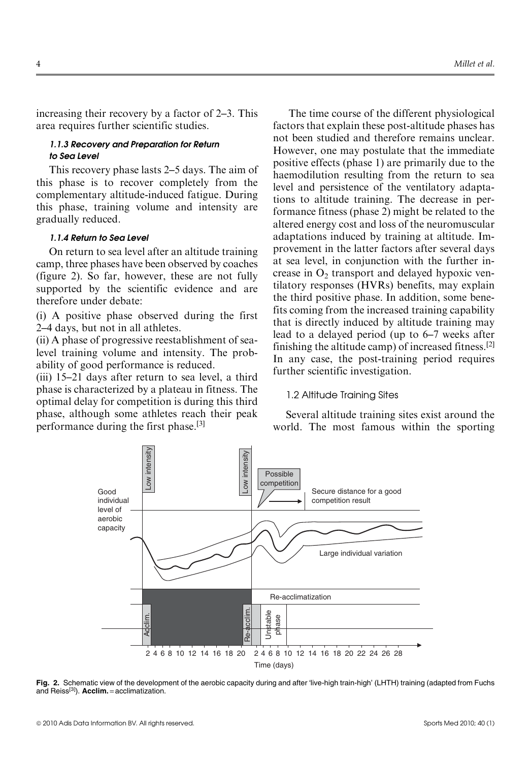increasing their recovery by a factor of 2–3. This area requires further scientific studies.

#### *1.1.3 Recovery and Preparation for Return to Sea Level*

This recovery phase lasts 2–5 days. The aim of this phase is to recover completely from the complementary altitude-induced fatigue. During this phase, training volume and intensity are gradually reduced.

#### *1.1.4 Return to Sea Level*

On return to sea level after an altitude training camp, three phases have been observed by coaches (figure 2). So far, however, these are not fully supported by the scientific evidence and are therefore under debate:

(i) A positive phase observed during the first 2–4 days, but not in all athletes.
(ii) A phase of progressive reestablishment of sea-level training volume and intensity. The probability of good performance is reduced.
(iii) 15–21 days after return to sea level, a third phase is characterized by a plateau in fitness. The optimal delay for competition is during this third phase, although some athletes reach their peak performance during the first phase.[3]

The time course of the different physiological factors that explain these post-altitude phases has not been studied and therefore remains unclear. However, one may postulate that the immediate positive effects (phase 1) are primarily due to the haemodilution resulting from the return to sea level and persistence of the ventilatory adaptations to altitude training. The decrease in performance fitness (phase 2) might be related to the altered energy cost and loss of the neuromuscular adaptations induced by training at altitude. Improvement in the latter factors after several days at sea level, in conjunction with the further increase in $O_2$ transport and delayed hypoxic ventilatory responses (HVRs) benefits, may explain the third positive phase. In addition, some benefits coming from the increased training capability that is directly induced by altitude training may lead to a delayed period (up to 6–7 weeks after finishing the altitude camp) of increased fitness.[2] In any case, the post-training period requires further scientific investigation.

### 1.2 Altitude Training Sites

Several altitude training sites exist around the world. The most famous within the sporting

**Fig. 2.** Schematic view of the development of the aerobic capacity during and after 'live-high train-high' (LHTH) training (adapted from Fuchs and Reiss[3]). **Acclim.** = acclimatization.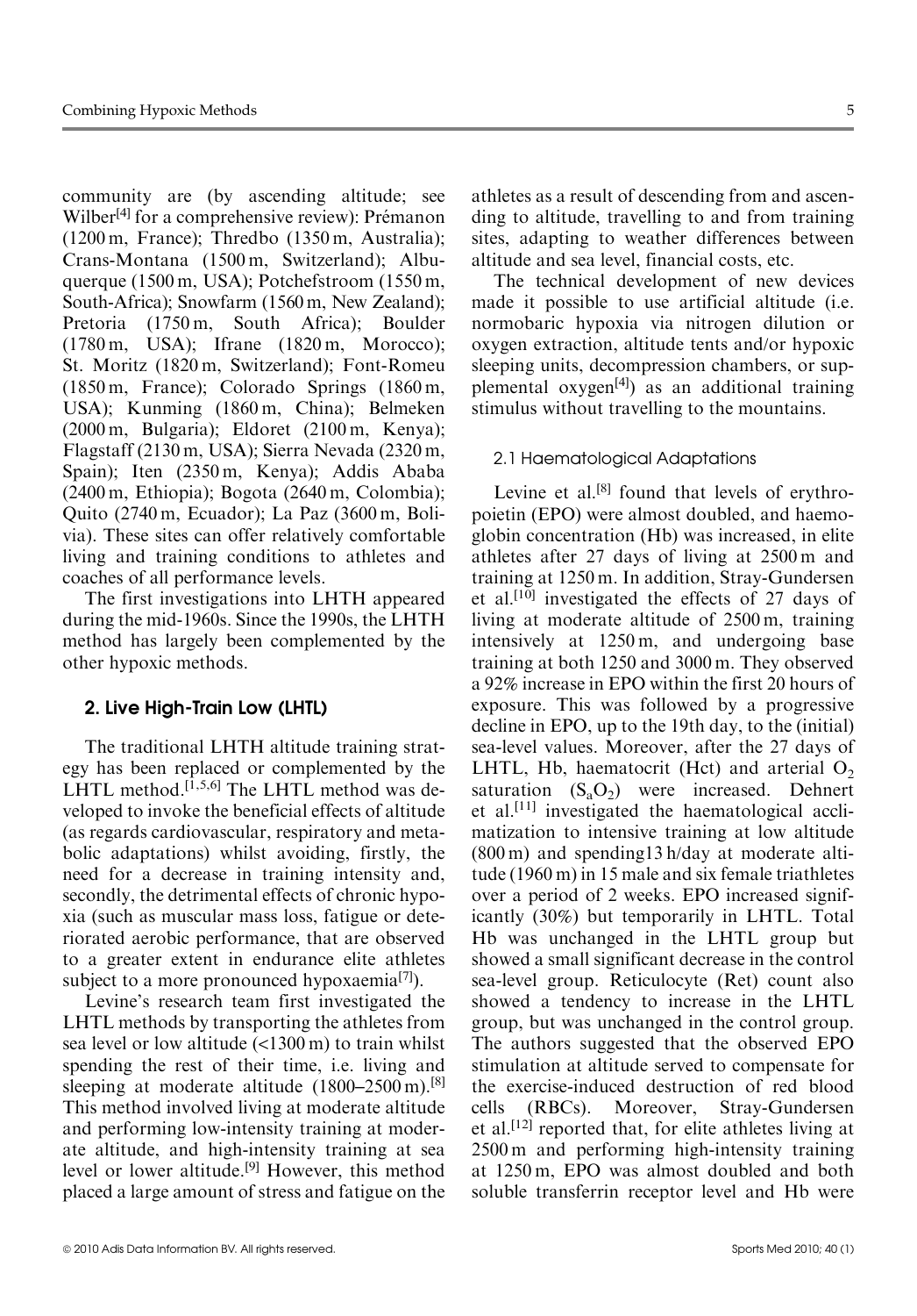community are (by ascending altitude; see Wilber[4] for a comprehensive review): Prémanon (1200 m, France); Thredbo (1350 m, Australia); Crans-Montana (1500 m, Switzerland); Albuquerque (1500 m, USA); Potchefstroom (1550 m, South-Africa); Snowfarm (1560 m, New Zealand); Pretoria (1750 m, South Africa); Boulder (1780 m, USA); Ifrane (1820 m, Morocco); St. Moritz (1820 m, Switzerland); Font-Romeu (1850 m, France); Colorado Springs (1860 m, USA); Kunming (1860 m, China); Belmeken (2000 m, Bulgaria); Eldoret (2100 m, Kenya); Flagstaff (2130 m, USA); Sierra Nevada (2320 m, Spain); Iten (2350 m, Kenya); Addis Ababa (2400 m, Ethiopia); Bogota (2640 m, Colombia); Quito (2740 m, Ecuador); La Paz (3600 m, Bolivia). These sites can offer relatively comfortable living and training conditions to athletes and coaches of all performance levels.

The first investigations into LHTH appeared during the mid-1960s. Since the 1990s, the LHTH method has largely been complemented by the other hypoxic methods.

## 2. Live High-Train Low (LHTL)

The traditional LHTH altitude training strategy has been replaced or complemented by the LHTL method.[1,5,6] The LHTL method was developed to invoke the beneficial effects of altitude (as regards cardiovascular, respiratory and metabolic adaptations) whilst avoiding, firstly, the need for a decrease in training intensity and, secondly, the detrimental effects of chronic hypoxia (such as muscular mass loss, fatigue or deteriorated aerobic performance, that are observed to a greater extent in endurance elite athletes subject to a more pronounced hypoxaemia[7]).

Levine's research team first investigated the LHTL methods by transporting the athletes from sea level or low altitude (<1300 m) to train whilst spending the rest of their time, i.e. living and sleeping at moderate altitude (1800–2500 m).[8] This method involved living at moderate altitude and performing low-intensity training at moderate altitude, and high-intensity training at sea level or lower altitude.[9] However, this method placed a large amount of stress and fatigue on the athletes as a result of descending from and ascending to altitude, travelling to and from training sites, adapting to weather differences between altitude and sea level, financial costs, etc.

The technical development of new devices made it possible to use artificial altitude (i.e. normobaric hypoxia via nitrogen dilution or oxygen extraction, altitude tents and/or hypoxic sleeping units, decompression chambers, or supplemental oxygen[4]) as an additional training stimulus without travelling to the mountains.

### 2.1 Haematological Adaptations

Levine et al.[8] found that levels of erythropoietin (EPO) were almost doubled, and haemoglobin concentration (Hb) was increased, in elite athletes after 27 days of living at 2500 m and training at 1250 m. In addition, Stray-Gundersen et al.[10] investigated the effects of 27 days of living at moderate altitude of 2500 m, training intensively at 1250 m, and undergoing base training at both 1250 and 3000 m. They observed a 92% increase in EPO within the first 20 hours of exposure. This was followed by a progressive decline in EPO, up to the 19th day, to the (initial) sea-level values. Moreover, after the 27 days of LHTL, Hb, haematocrit (Hct) and arterial $O_2$ saturation ($S_aO_2$) were increased. Dehnert et al.[11] investigated the haematological acclimatization to intensive training at low altitude (800 m) and spending13 h/day at moderate altitude (1960 m) in 15 male and six female triathletes over a period of 2 weeks. EPO increased significantly (30%) but temporarily in LHTL. Total Hb was unchanged in the LHTL group but showed a small significant decrease in the control sea-level group. Reticulocyte (Ret) count also showed a tendency to increase in the LHTL group, but was unchanged in the control group. The authors suggested that the observed EPO stimulation at altitude served to compensate for the exercise-induced destruction of red blood cells (RBCs). Moreover, Stray-Gundersen et al.[12] reported that, for elite athletes living at 2500 m and performing high-intensity training at 1250 m, EPO was almost doubled and both soluble transferrin receptor level and Hb were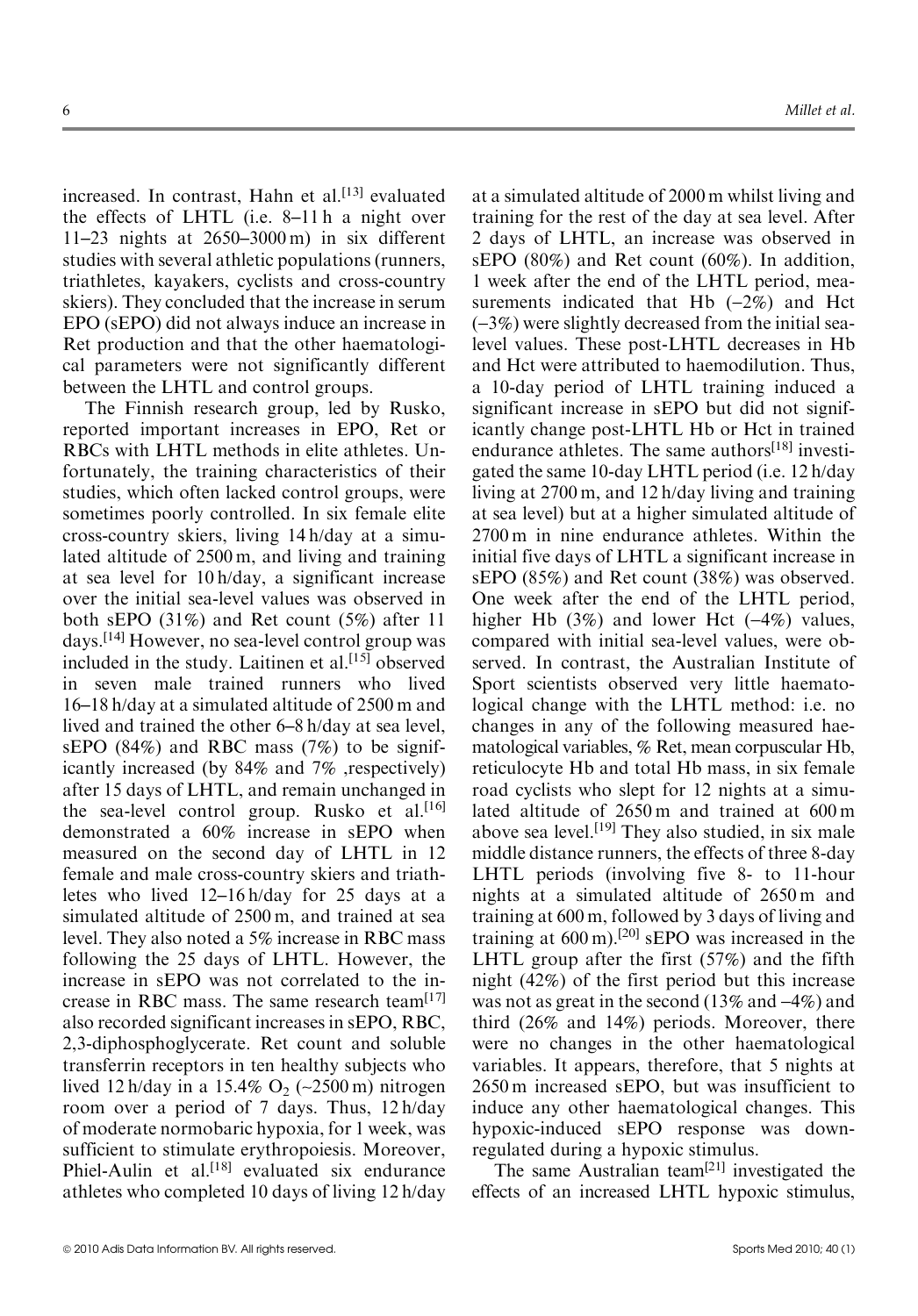increased. In contrast, Hahn et al.[13] evaluated the effects of LHTL (i.e. 8–11 h a night over 11–23 nights at 2650–3000 m) in six different studies with several athletic populations (runners, triathletes, kayakers, cyclists and cross-country skiers). They concluded that the increase in serum EPO (sEPO) did not always induce an increase in Ret production and that the other haematological parameters were not significantly different between the LHTL and control groups.

The Finnish research group, led by Rusko, reported important increases in EPO, Ret or RBCs with LHTL methods in elite athletes. Unfortunately, the training characteristics of their studies, which often lacked control groups, were sometimes poorly controlled. In six female elite cross-country skiers, living 14 h/day at a simulated altitude of 2500 m, and living and training at sea level for 10 h/day, a significant increase over the initial sea-level values was observed in both sEPO (31%) and Ret count (5%) after 11 days.[14] However, no sea-level control group was included in the study. Laitinen et al.[15] observed in seven male trained runners who lived 16–18 h/day at a simulated altitude of 2500 m and lived and trained the other 6–8 h/day at sea level, sEPO (84%) and RBC mass (7%) to be significantly increased (by 84% and 7% ,respectively) after 15 days of LHTL, and remain unchanged in the sea-level control group. Rusko et al.[16] demonstrated a 60% increase in sEPO when measured on the second day of LHTL in 12 female and male cross-country skiers and triathletes who lived 12–16 h/day for 25 days at a simulated altitude of 2500 m, and trained at sea level. They also noted a 5% increase in RBC mass following the 25 days of LHTL. However, the increase in sEPO was not correlated to the increase in RBC mass. The same research team[17] also recorded significant increases in sEPO, RBC, 2,3-diphosphoglycerate. Ret count and soluble transferrin receptors in ten healthy subjects who lived 12 h/day in a 15.4% $O_2$ (~2500 m) nitrogen room over a period of 7 days. Thus, 12 h/day of moderate normobaric hypoxia, for 1 week, was sufficient to stimulate erythropoiesis. Moreover, Phiel-Aulin et al.[18] evaluated six endurance athletes who completed 10 days of living 12 h/day at a simulated altitude of 2000 m whilst living and training for the rest of the day at sea level. After 2 days of LHTL, an increase was observed in sEPO (80%) and Ret count (60%). In addition, 1 week after the end of the LHTL period, measurements indicated that Hb (–2%) and Hct (–3%) were slightly decreased from the initial sea-level values. These post-LHTL decreases in Hb and Hct were attributed to haemodilution. Thus, a 10-day period of LHTL training induced a significant increase in sEPO but did not significantly change post-LHTL Hb or Hct in trained endurance athletes. The same authors[18] investigated the same 10-day LHTL period (i.e. 12 h/day living at 2700 m, and 12 h/day living and training at sea level) but at a higher simulated altitude of 2700 m in nine endurance athletes. Within the initial five days of LHTL a significant increase in sEPO (85%) and Ret count (38%) was observed. One week after the end of the LHTL period, higher Hb (3%) and lower Hct (–4%) values, compared with initial sea-level values, were observed. In contrast, the Australian Institute of Sport scientists observed very little haematological change with the LHTL method: i.e. no changes in any of the following measured haematological variables, % Ret, mean corpuscular Hb, reticulocyte Hb and total Hb mass, in six female road cyclists who slept for 12 nights at a simulated altitude of 2650 m and trained at 600 m above sea level.[19] They also studied, in six male middle distance runners, the effects of three 8-day LHTL periods (involving five 8- to 11-hour nights at a simulated altitude of 2650 m and training at 600 m, followed by 3 days of living and training at 600 m).[20] sEPO was increased in the LHTL group after the first (57%) and the fifth night (42%) of the first period but this increase was not as great in the second (13% and –4%) and third (26% and 14%) periods. Moreover, there were no changes in the other haematological variables. It appears, therefore, that 5 nights at 2650 m increased sEPO, but was insufficient to induce any other haematological changes. This hypoxic-induced sEPO response was downregulated during a hypoxic stimulus.

The same Australian team[21] investigated the effects of an increased LHTL hypoxic stimulus,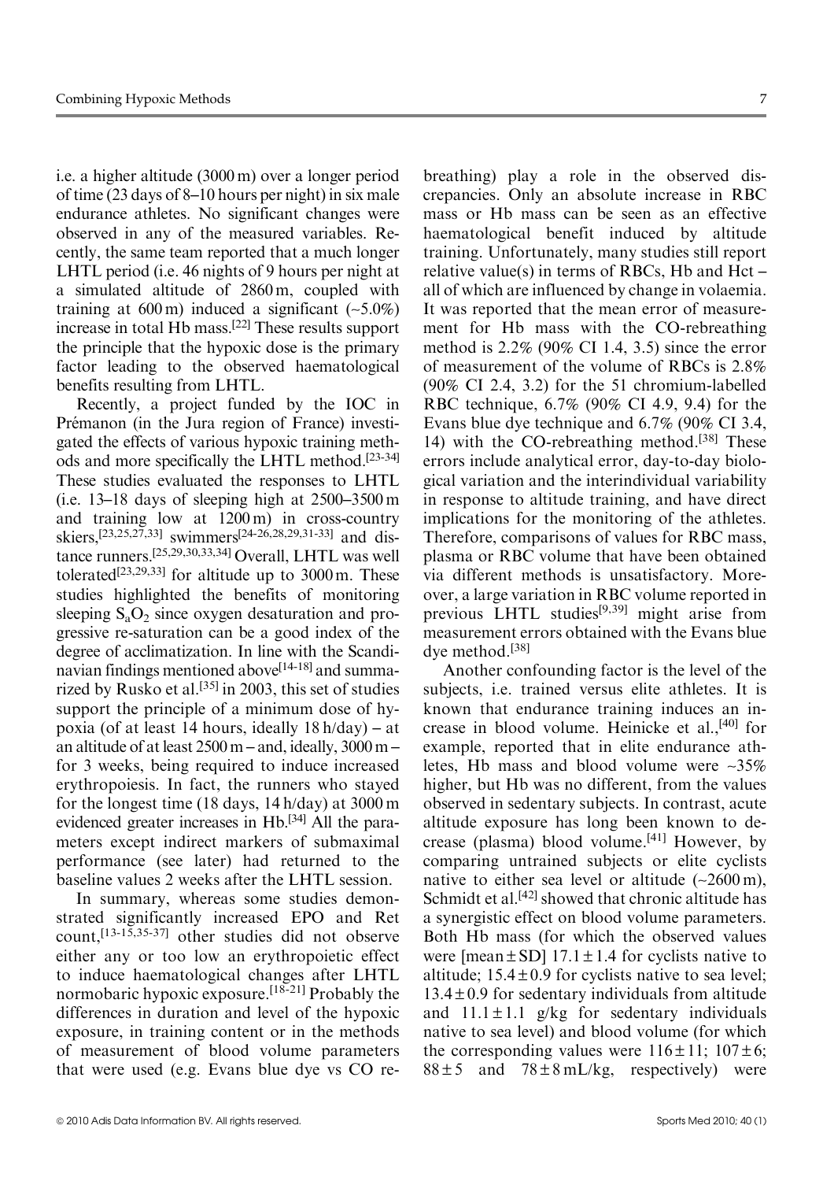i.e. a higher altitude (3000 m) over a longer period of time (23 days of 8–10 hours per night) in six male endurance athletes. No significant changes were observed in any of the measured variables. Recently, the same team reported that a much longer LHTL period (i.e. 46 nights of 9 hours per night at a simulated altitude of 2860 m, coupled with training at 600 m) induced a significant (~5.0%) increase in total Hb mass.[22] These results support the principle that the hypoxic dose is the primary factor leading to the observed haematological benefits resulting from LHTL.

Recently, a project funded by the IOC in Prémanon (in the Jura region of France) investigated the effects of various hypoxic training methods and more specifically the LHTL method.[23-34] These studies evaluated the responses to LHTL (i.e. 13–18 days of sleeping high at 2500–3500 m and training low at 1200 m) in cross-country skiers,[23,25,27,33] swimmers[24-26,28,29,31-33] and distance runners.[25,29,30,33,34] Overall, LHTL was well tolerated[23,29,33] for altitude up to 3000 m. These studies highlighted the benefits of monitoring sleeping $S_aO_2$ since oxygen desaturation and progressive re-saturation can be a good index of the degree of acclimatization. In line with the Scandinavian findings mentioned above[14-18] and summarized by Rusko et al.[35] in 2003, this set of studies support the principle of a minimum dose of hypoxia (of at least 14 hours, ideally 18 h/day) – at an altitude of at least 2500 m – and, ideally, 3000 m – for 3 weeks, being required to induce increased erythropoiesis. In fact, the runners who stayed for the longest time (18 days, 14 h/day) at 3000 m evidenced greater increases in Hb.[34] All the parameters except indirect markers of submaximal performance (see later) had returned to the baseline values 2 weeks after the LHTL session.

In summary, whereas some studies demonstrated significantly increased EPO and Ret count,[13-15,35-37] other studies did not observe either any or too low an erythropoietic effect to induce haematological changes after LHTL normobaric hypoxic exposure.[18-21] Probably the differences in duration and level of the hypoxic exposure, in training content or in the methods of measurement of blood volume parameters that were used (e.g. Evans blue dye vs CO rebreathing) play a role in the observed discrepancies. Only an absolute increase in RBC mass or Hb mass can be seen as an effective haematological benefit induced by altitude training. Unfortunately, many studies still report relative value(s) in terms of RBCs, Hb and Hct – all of which are influenced by change in volaemia. It was reported that the mean error of measurement for Hb mass with the CO-rebreathing method is 2.2% (90% CI 1.4, 3.5) since the error of measurement of the volume of RBCs is 2.8% (90% CI 2.4, 3.2) for the 51 chromium-labelled RBC technique, 6.7% (90% CI 4.9, 9.4) for the Evans blue dye technique and 6.7% (90% CI 3.4, 14) with the CO-rebreathing method.[38] These errors include analytical error, day-to-day biological variation and the interindividual variability in response to altitude training, and have direct implications for the monitoring of the athletes. Therefore, comparisons of values for RBC mass, plasma or RBC volume that have been obtained via different methods is unsatisfactory. Moreover, a large variation in RBC volume reported in previous LHTL studies[9,39] might arise from measurement errors obtained with the Evans blue dye method.[38]

Another confounding factor is the level of the subjects, i.e. trained versus elite athletes. It is known that endurance training induces an increase in blood volume. Heinicke et al.,[40] for example, reported that in elite endurance athletes, Hb mass and blood volume were ~35% higher, but Hb was no different, from the values observed in sedentary subjects. In contrast, acute altitude exposure has long been known to decrease (plasma) blood volume.[41] However, by comparing untrained subjects or elite cyclists native to either sea level or altitude (~2600 m), Schmidt et al.[42] showed that chronic altitude has a synergistic effect on blood volume parameters. Both Hb mass (for which the observed values were [mean ± SD] 17.1 ± 1.4 for cyclists native to altitude; 15.4 ± 0.9 for cyclists native to sea level; 13.4 ± 0.9 for sedentary individuals from altitude and 11.1 ± 1.1 g/kg for sedentary individuals native to sea level) and blood volume (for which the corresponding values were 116 ± 11; 107 ± 6; 88 ± 5 and 78 ± 8 mL/kg, respectively) were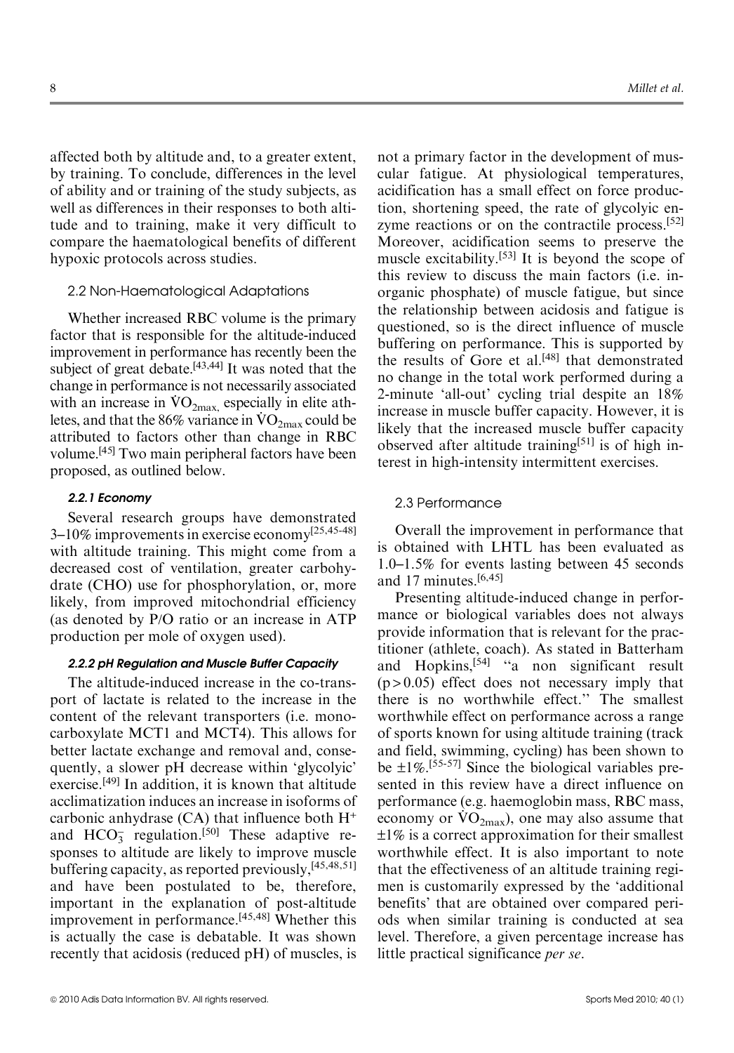affected both by altitude and, to a greater extent, by training. To conclude, differences in the level of ability and or training of the study subjects, as well as differences in their responses to both altitude and to training, make it very difficult to compare the haematological benefits of different hypoxic protocols across studies.

### 2.2 Non-Haematological Adaptations

Whether increased RBC volume is the primary factor that is responsible for the altitude-induced improvement in performance has recently been the subject of great debate.[43,44] It was noted that the change in performance is not necessarily associated with an increase in $\dot{V}O_{2max}$, especially in elite athletes, and that the 86% variance in $\dot{V}O_{2max}$ could be attributed to factors other than change in RBC volume.[45] Two main peripheral factors have been proposed, as outlined below.

#### *2.2.1 Economy*

Several research groups have demonstrated 3–10% improvements in exercise economy[25,45-48] with altitude training. This might come from a decreased cost of ventilation, greater carbohydrate (CHO) use for phosphorylation, or, more likely, from improved mitochondrial efficiency (as denoted by P/O ratio or an increase in ATP production per mole of oxygen used).

#### *2.2.2 pH Regulation and Muscle Buffer Capacity*

The altitude-induced increase in the co-transport of lactate is related to the increase in the content of the relevant transporters (i.e. monocarboxylate MCT1 and MCT4). This allows for better lactate exchange and removal and, consequently, a slower pH decrease within 'glycolyic' exercise.[49] In addition, it is known that altitude acclimatization induces an increase in isoforms of carbonic anhydrase (CA) that influence both $H^+$ and $HCO_3^-$ regulation.[50] These adaptive responses to altitude are likely to improve muscle buffering capacity, as reported previously,[45,48,51] and have been postulated to be, therefore, important in the explanation of post-altitude improvement in performance.[45,48] Whether this is actually the case is debatable. It was shown recently that acidosis (reduced pH) of muscles, is not a primary factor in the development of muscular fatigue. At physiological temperatures, acidification has a small effect on force production, shortening speed, the rate of glycolyic enzyme reactions or on the contractile process.[52] Moreover, acidification seems to preserve the muscle excitability.[53] It is beyond the scope of this review to discuss the main factors (i.e. inorganic phosphate) of muscle fatigue, but since the relationship between acidosis and fatigue is questioned, so is the direct influence of muscle buffering on performance. This is supported by the results of Gore et al.[48] that demonstrated no change in the total work performed during a 2-minute 'all-out' cycling trial despite an 18% increase in muscle buffer capacity. However, it is likely that the increased muscle buffer capacity observed after altitude training[51] is of high interest in high-intensity intermittent exercises.

### 2.3 Performance

Overall the improvement in performance that is obtained with LHTL has been evaluated as 1.0–1.5% for events lasting between 45 seconds and 17 minutes.[6,45]

Presenting altitude-induced change in performance or biological variables does not always provide information that is relevant for the practitioner (athlete, coach). As stated in Batterham and Hopkins,[54] "a non significant result ($p > 0.05$) effect does not necessary imply that there is no worthwhile effect." The smallest worthwhile effect on performance across a range of sports known for using altitude training (track and field, swimming, cycling) has been shown to be ±1%.[55-57] Since the biological variables presented in this review have a direct influence on performance (e.g. haemoglobin mass, RBC mass, economy or $\dot{V}O_{2max}$), one may also assume that ±1% is a correct approximation for their smallest worthwhile effect. It is also important to note that the effectiveness of an altitude training regimen is customarily expressed by the 'additional benefits' that are obtained over compared periods when similar training is conducted at sea level. Therefore, a given percentage increase has little practical significance *per se*.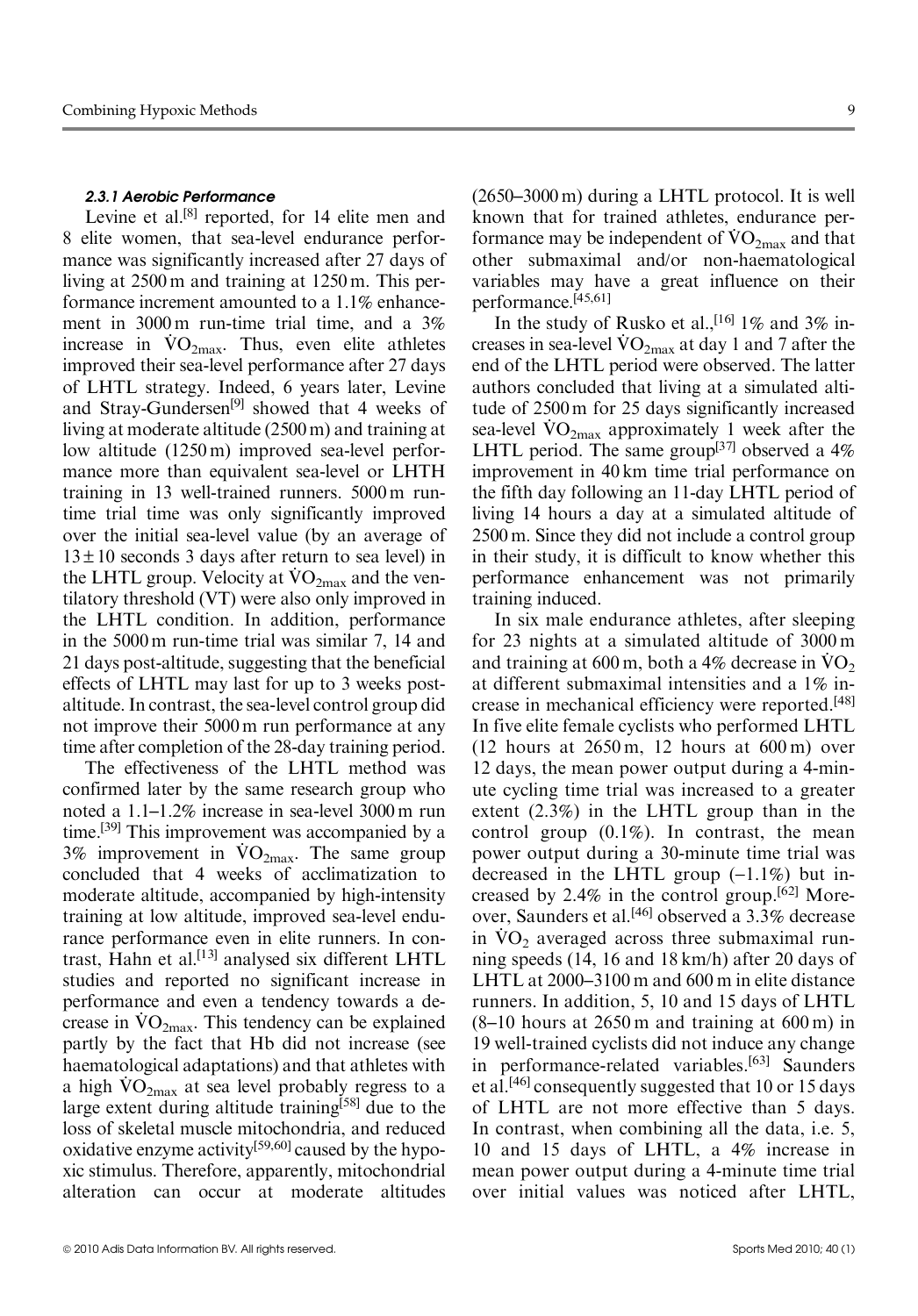#### 2.3.1 Aerobic Performance

Levine et al.[8] reported, for 14 elite men and 8 elite women, that sea-level endurance performance was significantly increased after 27 days of living at 2500 m and training at 1250 m. This performance increment amounted to a 1.1% enhancement in 3000 m run-time trial time, and a 3% increase in $\dot{V}O_{2max}$. Thus, even elite athletes improved their sea-level performance after 27 days of LHTL strategy. Indeed, 6 years later, Levine and Stray-Gundersen[9] showed that 4 weeks of living at moderate altitude (2500 m) and training at low altitude (1250 m) improved sea-level performance more than equivalent sea-level or LHTH training in 13 well-trained runners. 5000 m run-time trial time was only significantly improved over the initial sea-level value (by an average of $13 \pm 10$ seconds 3 days after return to sea level) in the LHTL group. Velocity at $\dot{V}O_{2max}$ and the ventilatory threshold (VT) were also only improved in the LHTL condition. In addition, performance in the 5000 m run-time trial was similar 7, 14 and 21 days post-altitude, suggesting that the beneficial effects of LHTL may last for up to 3 weeks post-altitude. In contrast, the sea-level control group did not improve their 5000 m run performance at any time after completion of the 28-day training period.

The effectiveness of the LHTL method was confirmed later by the same research group who noted a 1.1–1.2% increase in sea-level 3000 m run time.[39] This improvement was accompanied by a 3% improvement in $\dot{V}O_{2max}$. The same group concluded that 4 weeks of acclimatization to moderate altitude, accompanied by high-intensity training at low altitude, improved sea-level endurance performance even in elite runners. In contrast, Hahn et al.[13] analysed six different LHTL studies and reported no significant increase in performance and even a tendency towards a decrease in $\dot{V}O_{2max}$. This tendency can be explained partly by the fact that Hb did not increase (see haematological adaptations) and that athletes with a high $\dot{V}O_{2max}$ at sea level probably regress to a large extent during altitude training[58] due to the loss of skeletal muscle mitochondria, and reduced oxidative enzyme activity[59,60] caused by the hypoxic stimulus. Therefore, apparently, mitochondrial alteration can occur at moderate altitudes (2650–3000 m) during a LHTL protocol. It is well known that for trained athletes, endurance performance may be independent of $\dot{V}O_{2max}$ and that other submaximal and/or non-haematological variables may have a great influence on their performance.[45,61]

In the study of Rusko et al.,[16] 1% and 3% increases in sea-level $\dot{V}O_{2max}$ at day 1 and 7 after the end of the LHTL period were observed. The latter authors concluded that living at a simulated altitude of 2500 m for 25 days significantly increased sea-level $\dot{V}O_{2max}$ approximately 1 week after the LHTL period. The same group[37] observed a 4% improvement in 40 km time trial performance on the fifth day following an 11-day LHTL period of living 14 hours a day at a simulated altitude of 2500 m. Since they did not include a control group in their study, it is difficult to know whether this performance enhancement was not primarily training induced.

In six male endurance athletes, after sleeping for 23 nights at a simulated altitude of 3000 m and training at 600 m, both a 4% decrease in $\dot{V}O_2$ at different submaximal intensities and a 1% increase in mechanical efficiency were reported.[48] In five elite female cyclists who performed LHTL (12 hours at 2650 m, 12 hours at 600 m) over 12 days, the mean power output during a 4-minute cycling time trial was increased to a greater extent (2.3%) in the LHTL group than in the control group (0.1%). In contrast, the mean power output during a 30-minute time trial was decreased in the LHTL group (–1.1%) but increased by 2.4% in the control group.[62] Moreover, Saunders et al.[46] observed a 3.3% decrease in $\dot{V}O_2$ averaged across three submaximal running speeds (14, 16 and 18 km/h) after 20 days of LHTL at 2000–3100 m and 600 m in elite distance runners. In addition, 5, 10 and 15 days of LHTL (8–10 hours at 2650 m and training at 600 m) in 19 well-trained cyclists did not induce any change in performance-related variables.[63] Saunders et al.[46] consequently suggested that 10 or 15 days of LHTL are not more effective than 5 days. In contrast, when combining all the data, i.e. 5, 10 and 15 days of LHTL, a 4% increase in mean power output during a 4-minute time trial over initial values was noticed after LHTL,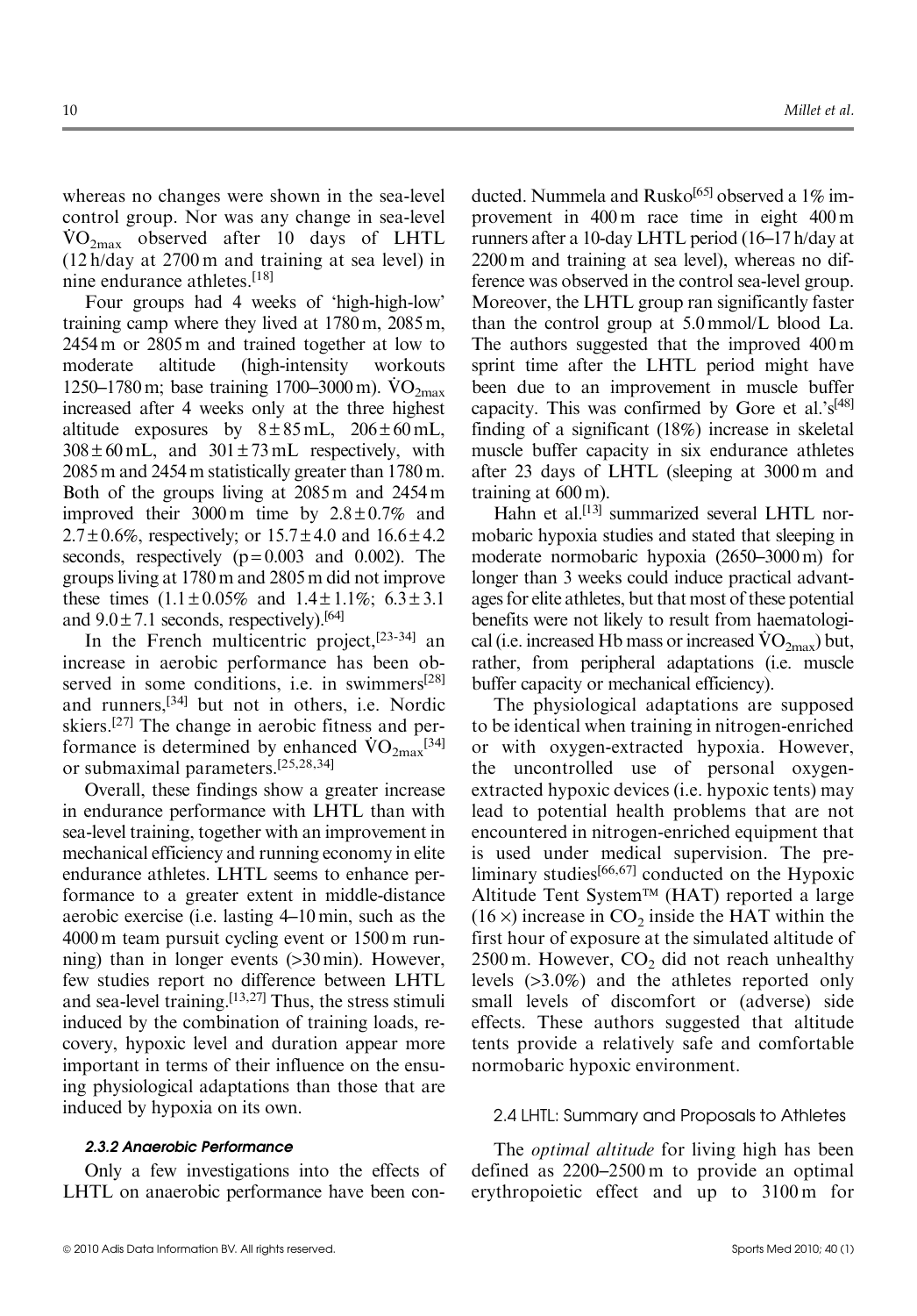whereas no changes were shown in the sea-level control group. Nor was any change in sea-level $\dot{V}O_{2max}$ observed after 10 days of LHTL (12 h/day at 2700 m and training at sea level) in nine endurance athletes.[18]

Four groups had 4 weeks of 'high-high-low' training camp where they lived at 1780 m, 2085 m, 2454 m or 2805 m and trained together at low to moderate altitude (high-intensity workouts 1250–1780 m; base training 1700–3000 m). $\dot{V}O_{2max}$ increased after 4 weeks only at the three highest altitude exposures by $8 \pm 85$ mL, $206 \pm 60$ mL, $308 \pm 60$ mL, and $301 \pm 73$ mL respectively, with 2085 m and 2454 m statistically greater than 1780 m. Both of the groups living at 2085 m and 2454 m improved their 3000 m time by $2.8 \pm 0.7\%$ and $2.7 \pm 0.6\%$, respectively; or $15.7 \pm 4.0$ and $16.6 \pm 4.2$ seconds, respectively ($p = 0.003$ and 0.002). The groups living at 1780 m and 2805 m did not improve these times ($1.1 \pm 0.05\%$ and $1.4 \pm 1.1\%$; $6.3 \pm 3.1$ and $9.0 \pm 7.1$ seconds, respectively).[64]

In the French multicentric project,[23-34] an increase in aerobic performance has been observed in some conditions, i.e. in swimmers[28] and runners,[34] but not in others, i.e. Nordic skiers.[27] The change in aerobic fitness and performance is determined by enhanced $\dot{V}O_{2max}$[34] or submaximal parameters.[25,28,34]

Overall, these findings show a greater increase in endurance performance with LHTL than with sea-level training, together with an improvement in mechanical efficiency and running economy in elite endurance athletes. LHTL seems to enhance performance to a greater extent in middle-distance aerobic exercise (i.e. lasting 4–10 min, such as the 4000 m team pursuit cycling event or 1500 m running) than in longer events (>30 min). However, few studies report no difference between LHTL and sea-level training.[13,27] Thus, the stress stimuli induced by the combination of training loads, recovery, hypoxic level and duration appear more important in terms of their influence on the ensuing physiological adaptations than those that are induced by hypoxia on its own.

#### 2.3.2 Anaerobic Performance

Only a few investigations into the effects of LHTL on anaerobic performance have been conducted. Nummela and Rusko[65] observed a 1% improvement in 400 m race time in eight 400 m runners after a 10-day LHTL period (16–17 h/day at 2200 m and training at sea level), whereas no difference was observed in the control sea-level group. Moreover, the LHTL group ran significantly faster than the control group at 5.0 mmol/L blood La. The authors suggested that the improved 400 m sprint time after the LHTL period might have been due to an improvement in muscle buffer capacity. This was confirmed by Gore et al.'s[48] finding of a significant (18%) increase in skeletal muscle buffer capacity in six endurance athletes after 23 days of LHTL (sleeping at 3000 m and training at 600 m).

Hahn et al.[13] summarized several LHTL normobaric hypoxia studies and stated that sleeping in moderate normobaric hypoxia (2650–3000 m) for longer than 3 weeks could induce practical advantages for elite athletes, but that most of these potential benefits were not likely to result from haematological (i.e. increased Hb mass or increased $\dot{V}O_{2max}$) but, rather, from peripheral adaptations (i.e. muscle buffer capacity or mechanical efficiency).

The physiological adaptations are supposed to be identical when training in nitrogen-enriched or with oxygen-extracted hypoxia. However, the uncontrolled use of personal oxygen-extracted hypoxic devices (i.e. hypoxic tents) may lead to potential health problems that are not encountered in nitrogen-enriched equipment that is used under medical supervision. The preliminary studies[66,67] conducted on the Hypoxic Altitude Tent System™ (HAT) reported a large ($16\times$) increase in $CO_2$ inside the HAT within the first hour of exposure at the simulated altitude of 2500 m. However, $CO_2$ did not reach unhealthy levels (>3.0%) and the athletes reported only small levels of discomfort or (adverse) side effects. These authors suggested that altitude tents provide a relatively safe and comfortable normobaric hypoxic environment.

### 2.4 LHTL: Summary and Proposals to Athletes

The *optimal altitude* for living high has been defined as 2200–2500 m to provide an optimal erythropoietic effect and up to 3100 m for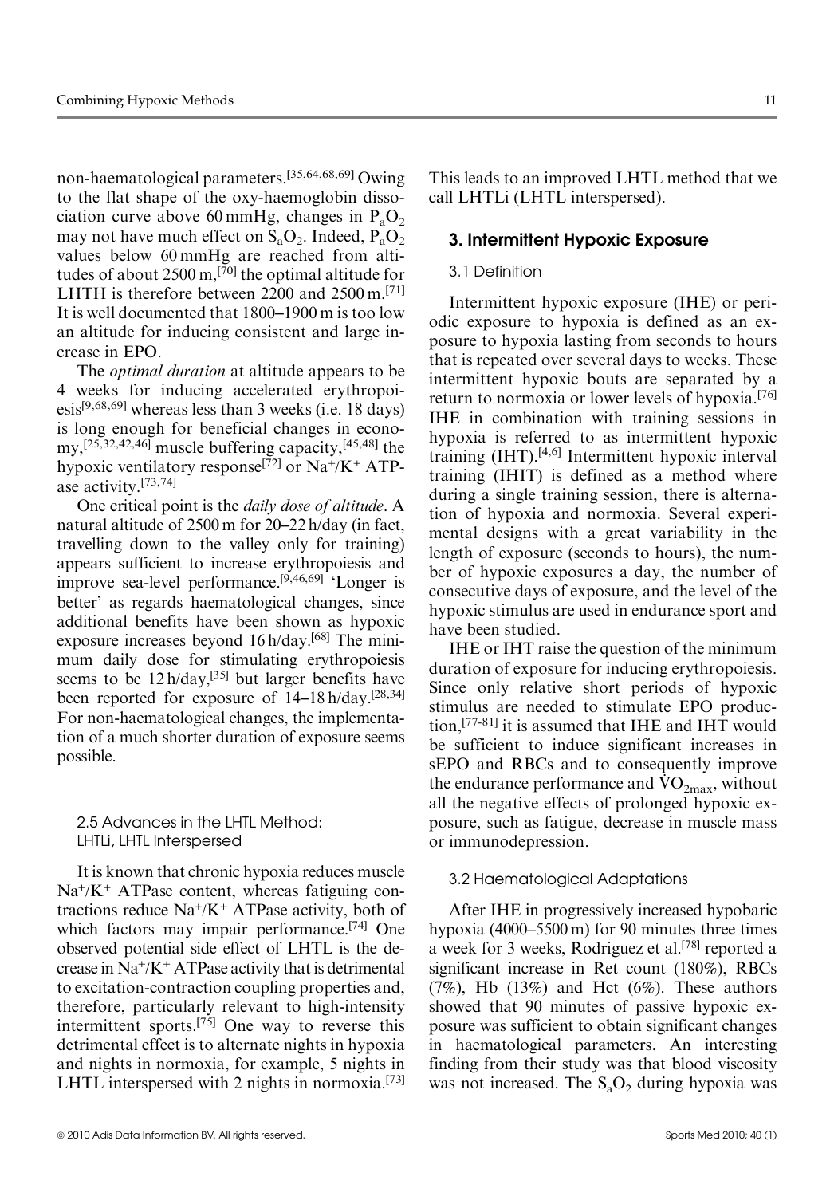non-haematological parameters.[35,64,68,69] Owing to the flat shape of the oxy-haemoglobin dissociation curve above 60 mmHg, changes in $P_aO_2$ may not have much effect on $S_aO_2$. Indeed, $P_aO_2$ values below 60 mmHg are reached from altitudes of about 2500 m,[70] the optimal altitude for LHTH is therefore between 2200 and 2500 m.[71] It is well documented that 1800–1900 m is too low an altitude for inducing consistent and large increase in EPO.

The *optimal duration* at altitude appears to be 4 weeks for inducing accelerated erythropoiesis[9,68,69] whereas less than 3 weeks (i.e. 18 days) is long enough for beneficial changes in economy,[25,32,42,46] muscle buffering capacity,[45,48] the hypoxic ventilatory response[72] or $Na^+/K^+$ ATPase activity.[73,74]

One critical point is the *daily dose of altitude*. A natural altitude of 2500 m for 20–22 h/day (in fact, travelling down to the valley only for training) appears sufficient to increase erythropoiesis and improve sea-level performance.[9,46,69] 'Longer is better' as regards haematological changes, since additional benefits have been shown as hypoxic exposure increases beyond 16 h/day.[68] The minimum daily dose for stimulating erythropoiesis seems to be 12 h/day,[35] but larger benefits have been reported for exposure of 14–18 h/day.[28,34] For non-haematological changes, the implementation of a much shorter duration of exposure seems possible.

### 2.5 Advances in the LHTL Method: LHTLi, LHTL Interspersed

It is known that chronic hypoxia reduces muscle $Na^+/K^+$ ATPase content, whereas fatiguing contractions reduce $Na^+/K^+$ ATPase activity, both of which factors may impair performance.[74] One observed potential side effect of LHTL is the decrease in $Na^+/K^+$ ATPase activity that is detrimental to excitation-contraction coupling properties and, therefore, particularly relevant to high-intensity intermittent sports.[75] One way to reverse this detrimental effect is to alternate nights in hypoxia and nights in normoxia, for example, 5 nights in LHTL interspersed with 2 nights in normoxia.[73] This leads to an improved LHTL method that we call LHTLi (LHTL interspersed).

## 3. Intermittent Hypoxic Exposure

### 3.1 Definition

Intermittent hypoxic exposure (IHE) or periodic exposure to hypoxia is defined as an exposure to hypoxia lasting from seconds to hours that is repeated over several days to weeks. These intermittent hypoxic bouts are separated by a return to normoxia or lower levels of hypoxia.[76] IHE in combination with training sessions in hypoxia is referred to as intermittent hypoxic training (IHT).[4,6] Intermittent hypoxic interval training (IHIT) is defined as a method where during a single training session, there is alternation of hypoxia and normoxia. Several experimental designs with a great variability in the length of exposure (seconds to hours), the number of hypoxic exposures a day, the number of consecutive days of exposure, and the level of the hypoxic stimulus are used in endurance sport and have been studied.

IHE or IHT raise the question of the minimum duration of exposure for inducing erythropoiesis. Since only relative short periods of hypoxic stimulus are needed to stimulate EPO production,[77-81] it is assumed that IHE and IHT would be sufficient to induce significant increases in sEPO and RBCs and to consequently improve the endurance performance and $\dot{V}O_{2max}$, without all the negative effects of prolonged hypoxic exposure, such as fatigue, decrease in muscle mass or immunodepression.

### 3.2 Haematological Adaptations

After IHE in progressively increased hypobaric hypoxia (4000–5500 m) for 90 minutes three times a week for 3 weeks, Rodriguez et al.[78] reported a significant increase in Ret count (180%), RBCs (7%), Hb (13%) and Hct (6%). These authors showed that 90 minutes of passive hypoxic exposure was sufficient to obtain significant changes in haematological parameters. An interesting finding from their study was that blood viscosity was not increased. The $S_aO_2$ during hypoxia was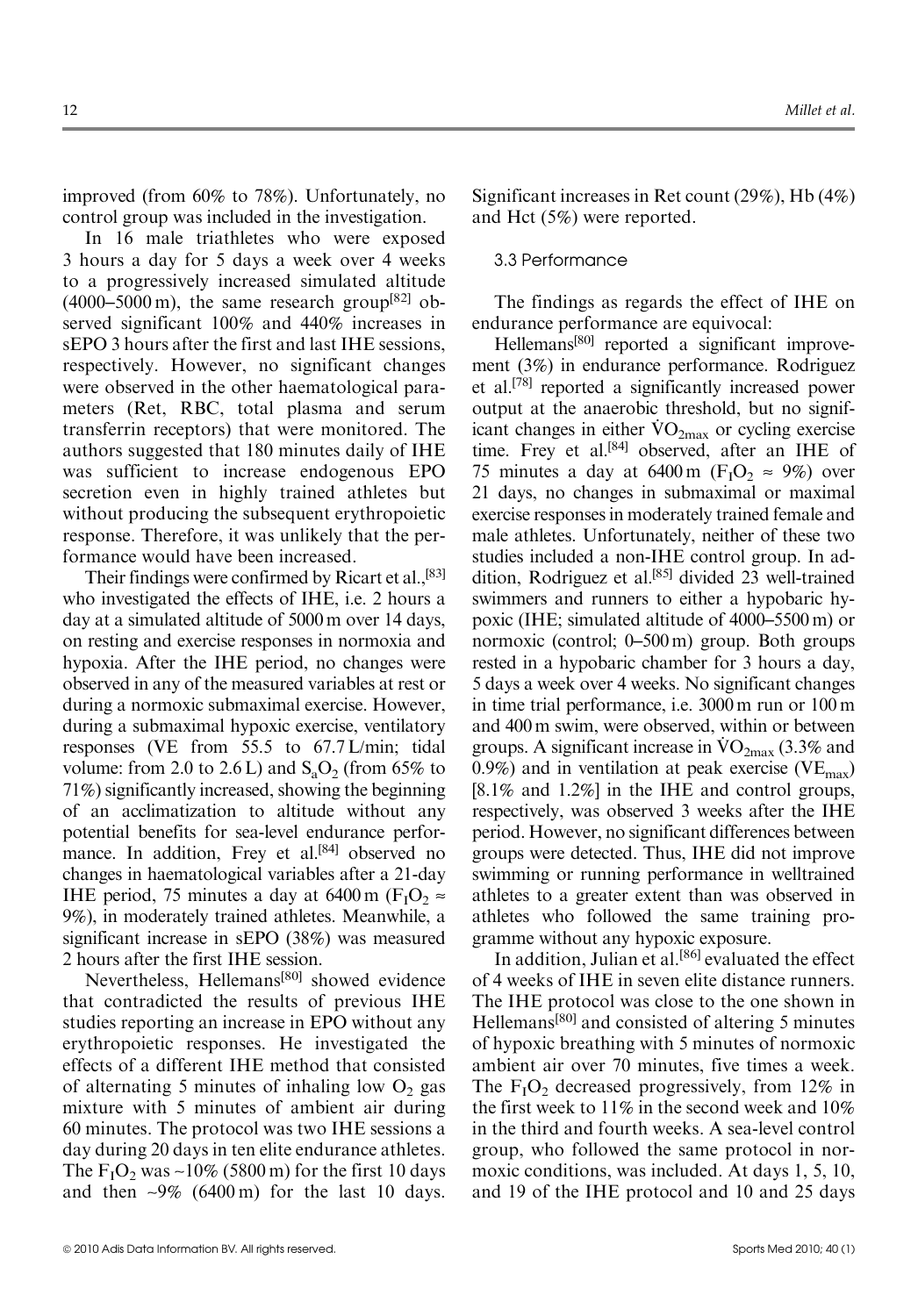improved (from 60% to 78%). Unfortunately, no control group was included in the investigation.

In 16 male triathletes who were exposed 3 hours a day for 5 days a week over 4 weeks to a progressively increased simulated altitude (4000–5000 m), the same research group[82] observed significant 100% and 440% increases in sEPO 3 hours after the first and last IHE sessions, respectively. However, no significant changes were observed in the other haematological parameters (Ret, RBC, total plasma and serum transferrin receptors) that were monitored. The authors suggested that 180 minutes daily of IHE was sufficient to increase endogenous EPO secretion even in highly trained athletes but without producing the subsequent erythropoietic response. Therefore, it was unlikely that the performance would have been increased.

Their findings were confirmed by Ricart et al.,[83] who investigated the effects of IHE, i.e. 2 hours a day at a simulated altitude of 5000 m over 14 days, on resting and exercise responses in normoxia and hypoxia. After the IHE period, no changes were observed in any of the measured variables at rest or during a normoxic submaximal exercise. However, during a submaximal hypoxic exercise, ventilatory responses (VE from 55.5 to 67.7 L/min; tidal volume: from 2.0 to 2.6 L) and $S_aO_2$ (from 65% to 71%) significantly increased, showing the beginning of an acclimatization to altitude without any potential benefits for sea-level endurance performance. In addition, Frey et al.[84] observed no changes in haematological variables after a 21-day IHE period, 75 minutes a day at 6400 m ($F_IO_2 \approx$ 9%), in moderately trained athletes. Meanwhile, a significant increase in sEPO (38%) was measured 2 hours after the first IHE session.

Nevertheless, Hellemans[80] showed evidence that contradicted the results of previous IHE studies reporting an increase in EPO without any erythropoietic responses. He investigated the effects of a different IHE method that consisted of alternating 5 minutes of inhaling low $O_2$ gas mixture with 5 minutes of ambient air during 60 minutes. The protocol was two IHE sessions a day during 20 days in ten elite endurance athletes. The $F_IO_2$ was ~10% (5800 m) for the first 10 days and then ~9% (6400 m) for the last 10 days. Significant increases in Ret count (29%), Hb (4%) and Hct (5%) were reported.

### 3.3 Performance

The findings as regards the effect of IHE on endurance performance are equivocal:

Hellemans[80] reported a significant improvement (3%) in endurance performance. Rodriguez et al.[78] reported a significantly increased power output at the anaerobic threshold, but no significant changes in either $\dot{V}O_{2max}$ or cycling exercise time. Frey et al.[84] observed, after an IHE of 75 minutes a day at 6400 m ($F_IO_2 \approx$ 9%) over 21 days, no changes in submaximal or maximal exercise responses in moderately trained female and male athletes. Unfortunately, neither of these two studies included a non-IHE control group. In addition, Rodriguez et al.[85] divided 23 well-trained swimmers and runners to either a hypobaric hypoxic (IHE; simulated altitude of 4000–5500 m) or normoxic (control; 0–500 m) group. Both groups rested in a hypobaric chamber for 3 hours a day, 5 days a week over 4 weeks. No significant changes in time trial performance, i.e. 3000 m run or 100 m and 400 m swim, were observed, within or between groups. A significant increase in $\dot{V}O_{2max}$ (3.3% and 0.9%) and in ventilation at peak exercise ($VE_{max}$) [8.1% and 1.2%] in the IHE and control groups, respectively, was observed 3 weeks after the IHE period. However, no significant differences between groups were detected. Thus, IHE did not improve swimming or running performance in welltrained athletes to a greater extent than was observed in athletes who followed the same training programme without any hypoxic exposure.

In addition, Julian et al.[86] evaluated the effect of 4 weeks of IHE in seven elite distance runners. The IHE protocol was close to the one shown in Hellemans[80] and consisted of altering 5 minutes of hypoxic breathing with 5 minutes of normoxic ambient air over 70 minutes, five times a week. The $F_IO_2$ decreased progressively, from 12% in the first week to 11% in the second week and 10% in the third and fourth weeks. A sea-level control group, who followed the same protocol in normoxic conditions, was included. At days 1, 5, 10, and 19 of the IHE protocol and 10 and 25 days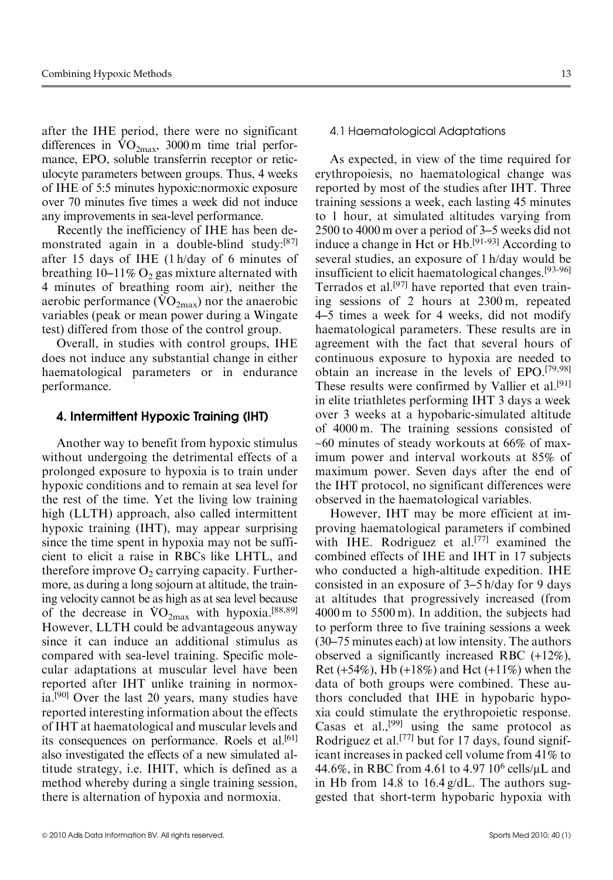after the IHE period, there were no significant differences in $\dot{V}O_{2max}$, 3000 m time trial performance, EPO, soluble transferrin receptor or reticulocyte parameters between groups. Thus, 4 weeks of IHE of 5:5 minutes hypoxic:normoxic exposure over 70 minutes five times a week did not induce any improvements in sea-level performance.

Recently the inefficiency of IHE has been demonstrated again in a double-blind study:[87] after 15 days of IHE (1 h/day of 6 minutes of breathing 10–11% $O_2$ gas mixture alternated with 4 minutes of breathing room air), neither the aerobic performance ($\dot{V}O_{2max}$) nor the anaerobic variables (peak or mean power during a Wingate test) differed from those of the control group.

Overall, in studies with control groups, IHE does not induce any substantial change in either haematological parameters or in endurance performance.

## 4. Intermittent Hypoxic Training (IHT)

Another way to benefit from hypoxic stimulus without undergoing the detrimental effects of a prolonged exposure to hypoxia is to train under hypoxic conditions and to remain at sea level for the rest of the time. Yet the living low training high (LLTH) approach, also called intermittent hypoxic training (IHT), may appear surprising since the time spent in hypoxia may not be sufficient to elicit a raise in RBCs like LHTL, and therefore improve $O_2$ carrying capacity. Furthermore, as during a long sojourn at altitude, the training velocity cannot be as high as at sea level because of the decrease in $\dot{V}O_{2max}$ with hypoxia.[88,89] However, LLTH could be advantageous anyway since it can induce an additional stimulus as compared with sea-level training. Specific molecular adaptations at muscular level have been reported after IHT unlike training in normoxia.[90] Over the last 20 years, many studies have reported interesting information about the effects of IHT at haematological and muscular levels and its consequences on performance. Roels et al.[61] also investigated the effects of a new simulated altitude strategy, i.e. IHIT, which is defined as a method whereby during a single training session, there is alternation of hypoxia and normoxia.

### 4.1 Haematological Adaptations

As expected, in view of the time required for erythropoiesis, no haematological change was reported by most of the studies after IHT. Three training sessions a week, each lasting 45 minutes to 1 hour, at simulated altitudes varying from 2500 to 4000 m over a period of 3–5 weeks did not induce a change in Hct or Hb.[91-93] According to several studies, an exposure of 1 h/day would be insufficient to elicit haematological changes.[93-96] Terrados et al.[97] have reported that even training sessions of 2 hours at 2300 m, repeated 4–5 times a week for 4 weeks, did not modify haematological parameters. These results are in agreement with the fact that several hours of continuous exposure to hypoxia are needed to obtain an increase in the levels of EPO.[79,98] These results were confirmed by Vallier et al.[91] in elite triathletes performing IHT 3 days a week over 3 weeks at a hypobaric-simulated altitude of 4000 m. The training sessions consisted of ~60 minutes of steady workouts at 66% of maximum power and interval workouts at 85% of maximum power. Seven days after the end of the IHT protocol, no significant differences were observed in the haematological variables.

However, IHT may be more efficient at improving haematological parameters if combined with IHE. Rodriguez et al.[77] examined the combined effects of IHE and IHT in 17 subjects who conducted a high-altitude expedition. IHE consisted in an exposure of 3–5 h/day for 9 days at altitudes that progressively increased (from 4000 m to 5500 m). In addition, the subjects had to perform three to five training sessions a week (30–75 minutes each) at low intensity. The authors observed a significantly increased RBC (+12%), Ret (+54%), Hb (+18%) and Hct (+11%) when the data of both groups were combined. These authors concluded that IHE in hypobaric hypoxia could stimulate the erythropoietic response. Casas et al.,[99] using the same protocol as Rodriguez et al.[77] but for 17 days, found significant increases in packed cell volume from 41% to 44.6%, in RBC from 4.61 to 4.97 $10^6$ cells/μL and in Hb from 14.8 to 16.4 g/dL. The authors suggested that short-term hypobaric hypoxia with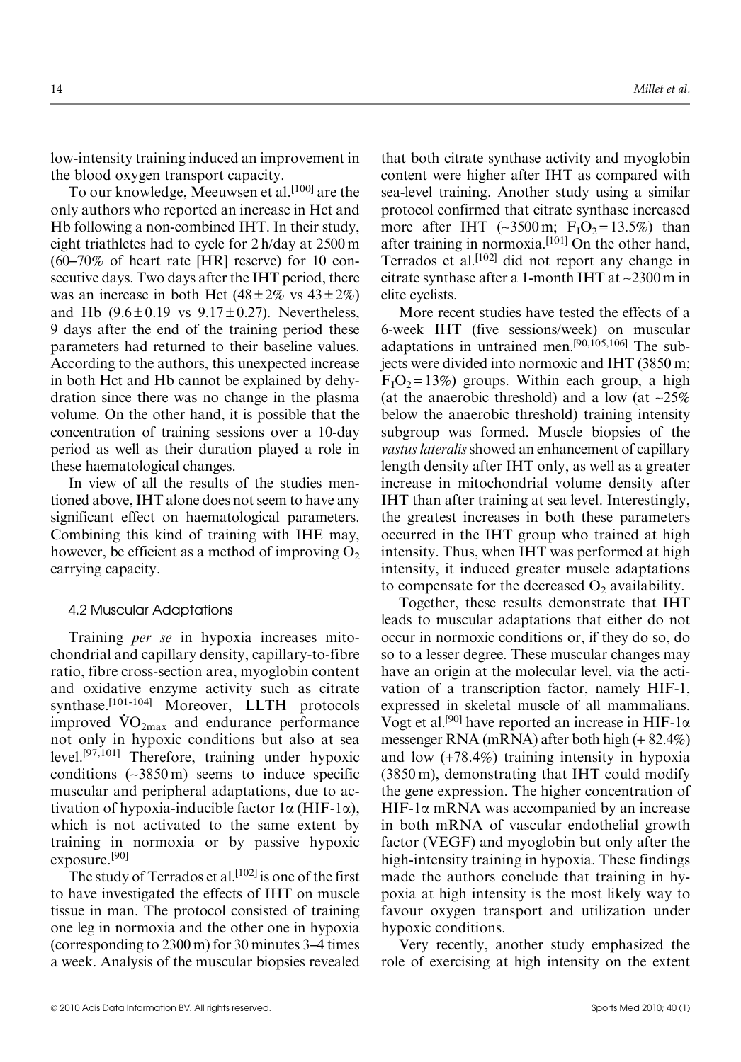low-intensity training induced an improvement in the blood oxygen transport capacity.

To our knowledge, Meeuwsen et al.[100] are the only authors who reported an increase in Hct and Hb following a non-combined IHT. In their study, eight triathletes had to cycle for 2 h/day at 2500 m (60–70% of heart rate [HR] reserve) for 10 consecutive days. Two days after the IHT period, there was an increase in both Hct (48 ± 2% vs 43 ± 2%) and Hb (9.6 ± 0.19 vs 9.17 ± 0.27). Nevertheless, 9 days after the end of the training period these parameters had returned to their baseline values. According to the authors, this unexpected increase in both Hct and Hb cannot be explained by dehydration since there was no change in the plasma volume. On the other hand, it is possible that the concentration of training sessions over a 10-day period as well as their duration played a role in these haematological changes.

In view of all the results of the studies mentioned above, IHT alone does not seem to have any significant effect on haematological parameters. Combining this kind of training with IHE may, however, be efficient as a method of improving $O_2$ carrying capacity.

### 4.2 Muscular Adaptations

Training *per se* in hypoxia increases mitochondrial and capillary density, capillary-to-fibre ratio, fibre cross-section area, myoglobin content and oxidative enzyme activity such as citrate synthase.[101-104] Moreover, LLTH protocols improved $\dot{V}O_{2max}$ and endurance performance not only in hypoxic conditions but also at sea level.[97,101] Therefore, training under hypoxic conditions (~3850 m) seems to induce specific muscular and peripheral adaptations, due to activation of hypoxia-inducible factor 1α (HIF-1α), which is not activated to the same extent by training in normoxia or by passive hypoxic exposure.[90]

The study of Terrados et al.[102] is one of the first to have investigated the effects of IHT on muscle tissue in man. The protocol consisted of training one leg in normoxia and the other one in hypoxia (corresponding to 2300 m) for 30 minutes 3–4 times a week. Analysis of the muscular biopsies revealed that both citrate synthase activity and myoglobin content were higher after IHT as compared with sea-level training. Another study using a similar protocol confirmed that citrate synthase increased more after IHT (~3500 m; $F_IO_2$ = 13.5%) than after training in normoxia.[101] On the other hand, Terrados et al.[102] did not report any change in citrate synthase after a 1-month IHT at ~2300 m in elite cyclists.

More recent studies have tested the effects of a 6-week IHT (five sessions/week) on muscular adaptations in untrained men.[90,105,106] The subjects were divided into normoxic and IHT (3850 m; $F_IO_2$ = 13%) groups. Within each group, a high (at the anaerobic threshold) and a low (at ~25% below the anaerobic threshold) training intensity subgroup was formed. Muscle biopsies of the *vastus lateralis* showed an enhancement of capillary length density after IHT only, as well as a greater increase in mitochondrial volume density after IHT than after training at sea level. Interestingly, the greatest increases in both these parameters occurred in the IHT group who trained at high intensity. Thus, when IHT was performed at high intensity, it induced greater muscle adaptations to compensate for the decreased $O_2$ availability.

Together, these results demonstrate that IHT leads to muscular adaptations that either do not occur in normoxic conditions or, if they do so, do so to a lesser degree. These muscular changes may have an origin at the molecular level, via the activation of a transcription factor, namely HIF-1, expressed in skeletal muscle of all mammalians. Vogt et al.[90] have reported an increase in HIF-1α messenger RNA (mRNA) after both high (+ 82.4%) and low (+78.4%) training intensity in hypoxia (3850 m), demonstrating that IHT could modify the gene expression. The higher concentration of HIF-1α mRNA was accompanied by an increase in both mRNA of vascular endothelial growth factor (VEGF) and myoglobin but only after the high-intensity training in hypoxia. These findings made the authors conclude that training in hypoxia at high intensity is the most likely way to favour oxygen transport and utilization under hypoxic conditions.

Very recently, another study emphasized the role of exercising at high intensity on the extent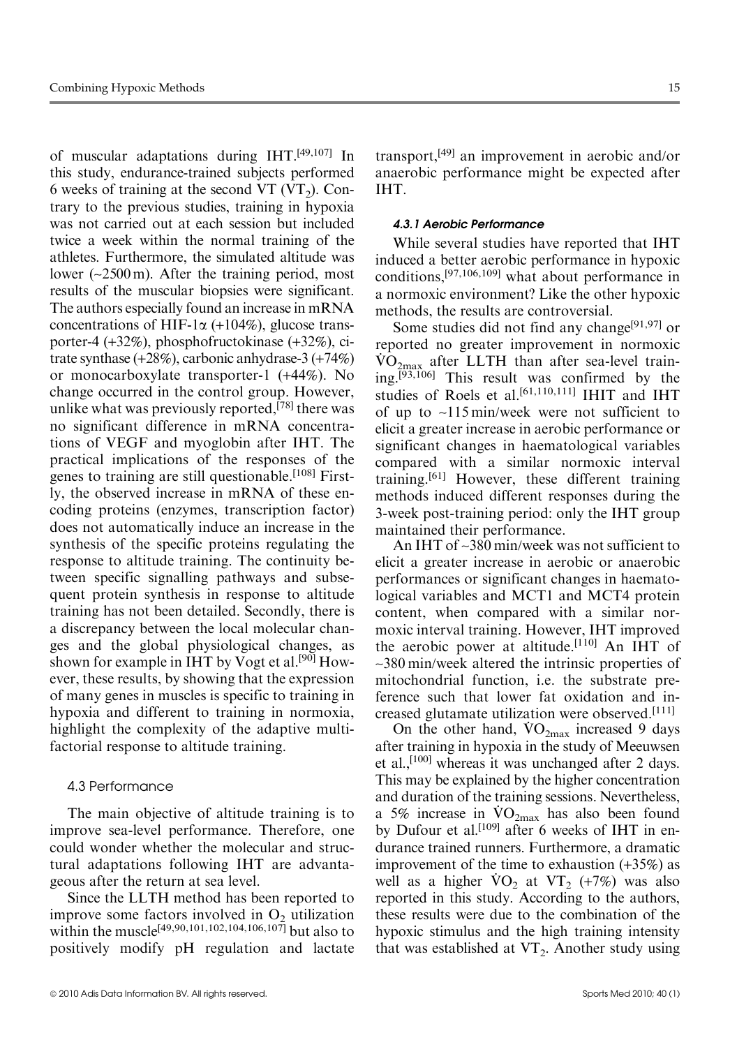of muscular adaptations during IHT.[49,107] In this study, endurance-trained subjects performed 6 weeks of training at the second VT ($VT_2$). Contrary to the previous studies, training in hypoxia was not carried out at each session but included twice a week within the normal training of the athletes. Furthermore, the simulated altitude was lower (~2500 m). After the training period, most results of the muscular biopsies were significant. The authors especially found an increase in mRNA concentrations of HIF-1$\alpha$ (+104%), glucose transporter-4 (+32%), phosphofructokinase (+32%), citrate synthase (+28%), carbonic anhydrase-3 (+74%) or monocarboxylate transporter-1 (+44%). No change occurred in the control group. However, unlike what was previously reported,[78] there was no significant difference in mRNA concentrations of VEGF and myoglobin after IHT. The practical implications of the responses of the genes to training are still questionable.[108] Firstly, the observed increase in mRNA of these encoding proteins (enzymes, transcription factor) does not automatically induce an increase in the synthesis of the specific proteins regulating the response to altitude training. The continuity between specific signalling pathways and subsequent protein synthesis in response to altitude training has not been detailed. Secondly, there is a discrepancy between the local molecular changes and the global physiological changes, as shown for example in IHT by Vogt et al.[90] However, these results, by showing that the expression of many genes in muscles is specific to training in hypoxia and different to training in normoxia, highlight the complexity of the adaptive multifactorial response to altitude training.

### 4.3 Performance

The main objective of altitude training is to improve sea-level performance. Therefore, one could wonder whether the molecular and structural adaptations following IHT are advantageous after the return at sea level.

Since the LLTH method has been reported to improve some factors involved in $O_2$ utilization within the muscle[49,90,101,102,104,106,107] but also to positively modify pH regulation and lactate transport,[49] an improvement in aerobic and/or anaerobic performance might be expected after IHT.

#### *4.3.1 Aerobic Performance*

While several studies have reported that IHT induced a better aerobic performance in hypoxic conditions,[97,106,109] what about performance in a normoxic environment? Like the other hypoxic methods, the results are controversial.

Some studies did not find any change[91,97] or reported no greater improvement in normoxic $\dot{V}O_{2max}$ after LLTH than after sea-level training.[93,106] This result was confirmed by the studies of Roels et al.[61,110,111] IHIT and IHT of up to ~115 min/week were not sufficient to elicit a greater increase in aerobic performance or significant changes in haematological variables compared with a similar normoxic interval training.[61] However, these different training methods induced different responses during the 3-week post-training period: only the IHT group maintained their performance.

An IHT of ~380 min/week was not sufficient to elicit a greater increase in aerobic or anaerobic performances or significant changes in haematological variables and MCT1 and MCT4 protein content, when compared with a similar normoxic interval training. However, IHT improved the aerobic power at altitude.[110] An IHT of ~380 min/week altered the intrinsic properties of mitochondrial function, i.e. the substrate preference such that lower fat oxidation and increased glutamate utilization were observed.[111]

On the other hand, $\dot{V}O_{2max}$ increased 9 days after training in hypoxia in the study of Meeuwsen et al.,[100] whereas it was unchanged after 2 days. This may be explained by the higher concentration and duration of the training sessions. Nevertheless, a 5% increase in $\dot{V}O_{2max}$ has also been found by Dufour et al.[109] after 6 weeks of IHT in endurance trained runners. Furthermore, a dramatic improvement of the time to exhaustion (+35%) as well as a higher $\dot{V}O_2$ at $VT_2$ (+7%) was also reported in this study. According to the authors, these results were due to the combination of the hypoxic stimulus and the high training intensity that was established at $VT_2$. Another study using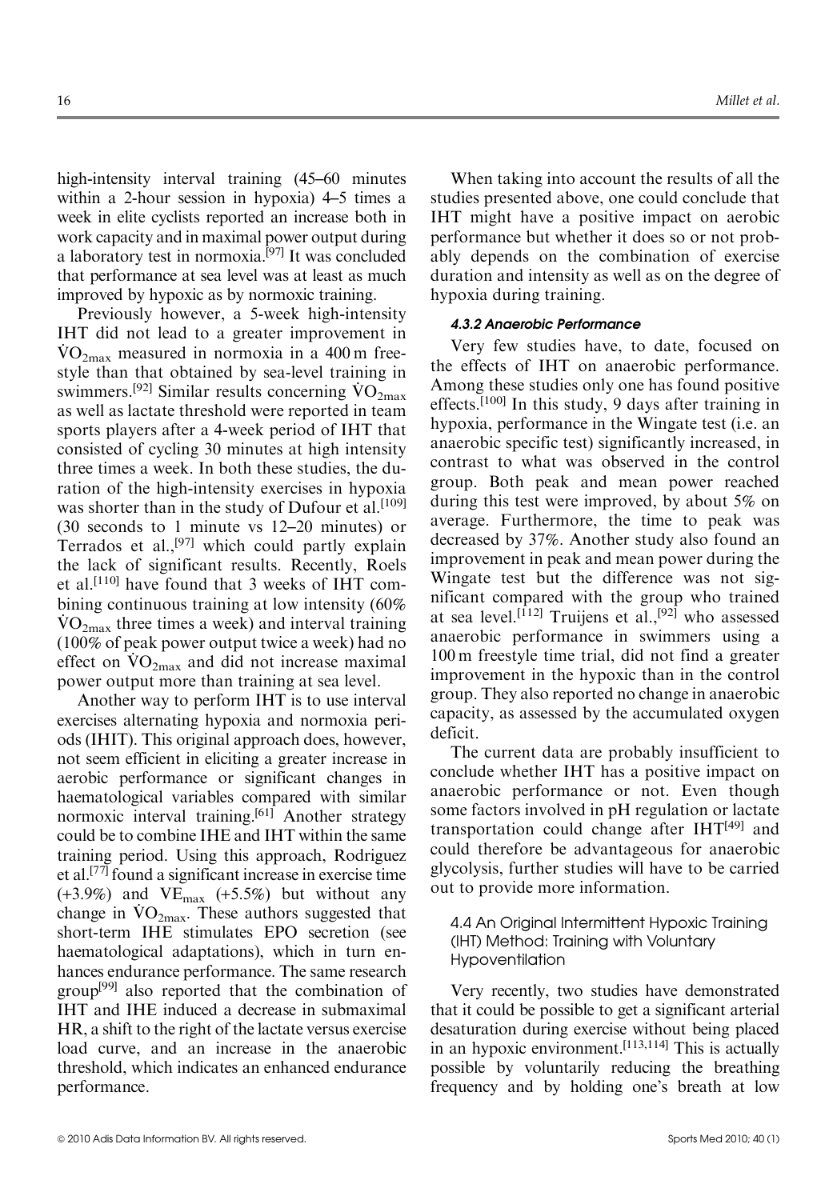high-intensity interval training (45–60 minutes within a 2-hour session in hypoxia) 4–5 times a week in elite cyclists reported an increase both in work capacity and in maximal power output during a laboratory test in normoxia.[97] It was concluded that performance at sea level was at least as much improved by hypoxic as by normoxic training.

Previously however, a 5-week high-intensity IHT did not lead to a greater improvement in $\dot{V}O_{2max}$ measured in normoxia in a 400 m freestyle than that obtained by sea-level training in swimmers.[92] Similar results concerning $\dot{V}O_{2max}$ as well as lactate threshold were reported in team sports players after a 4-week period of IHT that consisted of cycling 30 minutes at high intensity three times a week. In both these studies, the duration of the high-intensity exercises in hypoxia was shorter than in the study of Dufour et al.[109] (30 seconds to 1 minute vs 12–20 minutes) or Terrados et al.,[97] which could partly explain the lack of significant results. Recently, Roels et al.[110] have found that 3 weeks of IHT combining continuous training at low intensity (60% $\dot{V}O_{2max}$ three times a week) and interval training (100% of peak power output twice a week) had no effect on $\dot{V}O_{2max}$ and did not increase maximal power output more than training at sea level.

Another way to perform IHT is to use interval exercises alternating hypoxia and normoxia periods (IHIT). This original approach does, however, not seem efficient in eliciting a greater increase in aerobic performance or significant changes in haematological variables compared with similar normoxic interval training.[61] Another strategy could be to combine IHE and IHT within the same training period. Using this approach, Rodriguez et al.[77] found a significant increase in exercise time (+3.9%) and $VE_{max}$ (+5.5%) but without any change in $\dot{V}O_{2max}$. These authors suggested that short-term IHE stimulates EPO secretion (see haematological adaptations), which in turn enhances endurance performance. The same research group[99] also reported that the combination of IHT and IHE induced a decrease in submaximal HR, a shift to the right of the lactate versus exercise load curve, and an increase in the anaerobic threshold, which indicates an enhanced endurance performance.

When taking into account the results of all the studies presented above, one could conclude that IHT might have a positive impact on aerobic performance but whether it does so or not probably depends on the combination of exercise duration and intensity as well as on the degree of hypoxia during training.

#### 4.3.2 Anaerobic Performance

Very few studies have, to date, focused on the effects of IHT on anaerobic performance. Among these studies only one has found positive effects.[100] In this study, 9 days after training in hypoxia, performance in the Wingate test (i.e. an anaerobic specific test) significantly increased, in contrast to what was observed in the control group. Both peak and mean power reached during this test were improved, by about 5% on average. Furthermore, the time to peak was decreased by 37%. Another study also found an improvement in peak and mean power during the Wingate test but the difference was not significant compared with the group who trained at sea level.[112] Truijens et al.,[92] who assessed anaerobic performance in swimmers using a 100 m freestyle time trial, did not find a greater improvement in the hypoxic than in the control group. They also reported no change in anaerobic capacity, as assessed by the accumulated oxygen deficit.

The current data are probably insufficient to conclude whether IHT has a positive impact on anaerobic performance or not. Even though some factors involved in pH regulation or lactate transportation could change after IHT[49] and could therefore be advantageous for anaerobic glycolysis, further studies will have to be carried out to provide more information.

### 4.4 An Original Intermittent Hypoxic Training (IHT) Method: Training with Voluntary Hypoventilation

Very recently, two studies have demonstrated that it could be possible to get a significant arterial desaturation during exercise without being placed in an hypoxic environment.[113,114] This is actually possible by voluntarily reducing the breathing frequency and by holding one's breath at low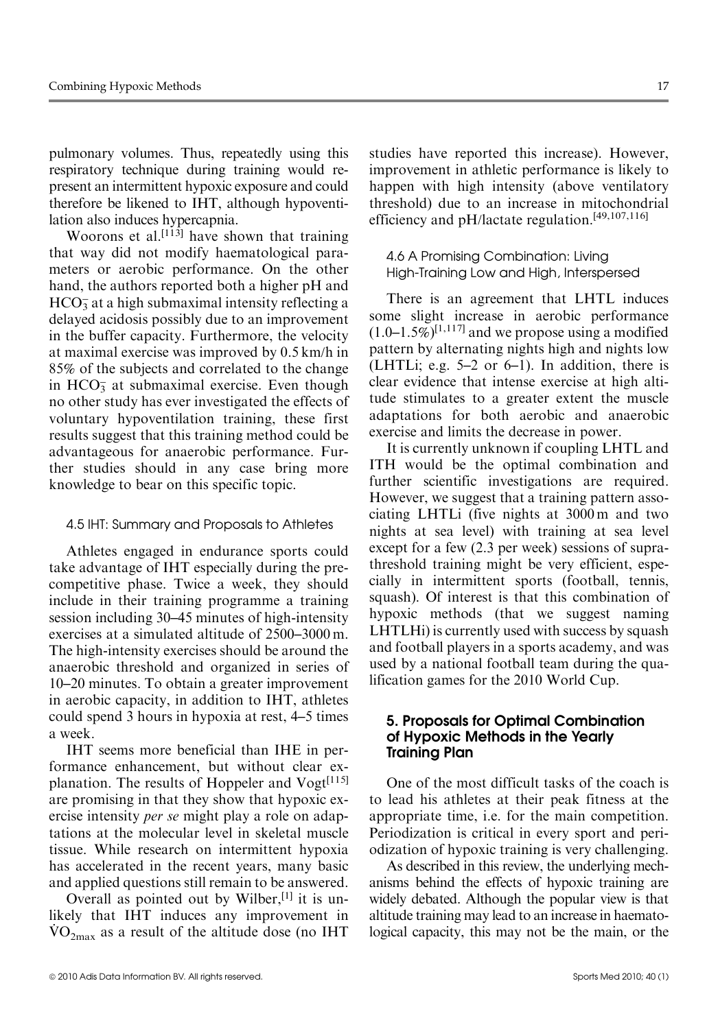pulmonary volumes. Thus, repeatedly using this respiratory technique during training would represent an intermittent hypoxic exposure and could therefore be likened to IHT, although hypoventilation also induces hypercapnia.

Woorons et al.[113] have shown that training that way did not modify haematological parameters or aerobic performance. On the other hand, the authors reported both a higher pH and $HCO_3^-$ at a high submaximal intensity reflecting a delayed acidosis possibly due to an improvement in the buffer capacity. Furthermore, the velocity at maximal exercise was improved by 0.5 km/h in 85% of the subjects and correlated to the change in $HCO_3^-$ at submaximal exercise. Even though no other study has ever investigated the effects of voluntary hypoventilation training, these first results suggest that this training method could be advantageous for anaerobic performance. Further studies should in any case bring more knowledge to bear on this specific topic.

### 4.5 IHT: Summary and Proposals to Athletes

Athletes engaged in endurance sports could take advantage of IHT especially during the precompetitive phase. Twice a week, they should include in their training programme a training session including 30–45 minutes of high-intensity exercises at a simulated altitude of 2500–3000 m. The high-intensity exercises should be around the anaerobic threshold and organized in series of 10–20 minutes. To obtain a greater improvement in aerobic capacity, in addition to IHT, athletes could spend 3 hours in hypoxia at rest, 4–5 times a week.

IHT seems more beneficial than IHE in performance enhancement, but without clear explanation. The results of Hoppeler and Vogt[115] are promising in that they show that hypoxic exercise intensity *per se* might play a role on adaptations at the molecular level in skeletal muscle tissue. While research on intermittent hypoxia has accelerated in the recent years, many basic and applied questions still remain to be answered.

Overall as pointed out by Wilber,[1] it is unlikely that IHT induces any improvement in $\dot{V}O_{2max}$ as a result of the altitude dose (no IHT studies have reported this increase). However, improvement in athletic performance is likely to happen with high intensity (above ventilatory threshold) due to an increase in mitochondrial efficiency and pH/lactate regulation.[49,107,116]

### 4.6 A Promising Combination: Living High-Training Low and High, Interspersed

There is an agreement that LHTL induces some slight increase in aerobic performance (1.0–1.5%)[1,117] and we propose using a modified pattern by alternating nights high and nights low (LHTLi; e.g. 5–2 or 6–1). In addition, there is clear evidence that intense exercise at high altitude stimulates to a greater extent the muscle adaptations for both aerobic and anaerobic exercise and limits the decrease in power.

It is currently unknown if coupling LHTL and ITH would be the optimal combination and further scientific investigations are required. However, we suggest that a training pattern associating LHTLi (five nights at 3000 m and two nights at sea level) with training at sea level except for a few (2.3 per week) sessions of suprathreshold training might be very efficient, especially in intermittent sports (football, tennis, squash). Of interest is that this combination of hypoxic methods (that we suggest naming LHTLHi) is currently used with success by squash and football players in a sports academy, and was used by a national football team during the qualification games for the 2010 World Cup.

## 5. Proposals for Optimal Combination of Hypoxic Methods in the Yearly Training Plan

One of the most difficult tasks of the coach is to lead his athletes at their peak fitness at the appropriate time, i.e. for the main competition. Periodization is critical in every sport and periodization of hypoxic training is very challenging.

As described in this review, the underlying mechanisms behind the effects of hypoxic training are widely debated. Although the popular view is that altitude training may lead to an increase in haematological capacity, this may not be the main, or the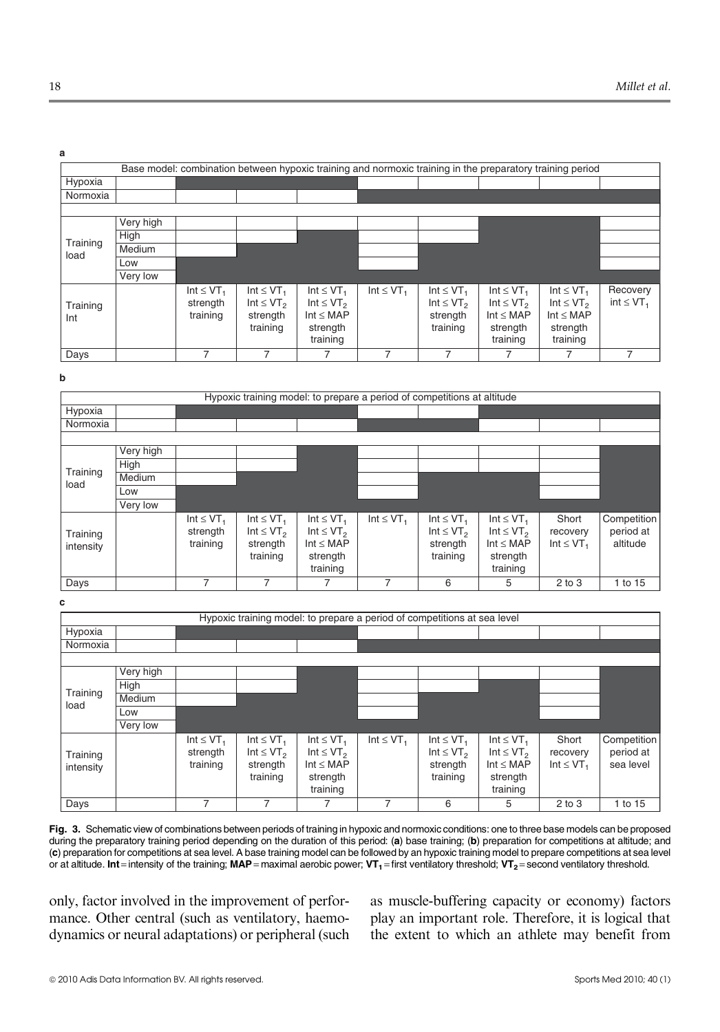**a**

| Base model: combination between hypoxic training and normoxic training in the preparatory training period | | | | | | | | | |
|---|---|---|---|---|---|---|---|---|---|
| Hypoxia | | ■ | ■ | ■ | | | | | |
| Normoxia | | | | | ■ | ■ | ■ | ■ | ■ |
| Training load | Very high | | | | | | ■ | ■ | |
| | High | | | ■ | | | ■ | ■ | |
| | Medium | | ■ | ■ | | ■ | ■ | ■ | |
| | Low | ■ | ■ | ■ | | ■ | ■ | ■ | |
| | Very low | ■ | ■ | ■ | ■ | ■ | ■ | ■ | ■ |
| Training Int | | Int ≤ $VT_1$ strength training | Int ≤ $VT_1$ Int ≤ $VT_2$ strength training | Int ≤ $VT_1$ Int ≤ $VT_2$ Int ≤ MAP strength training | Int ≤ $VT_1$ | Int ≤ $VT_1$ Int ≤ $VT_2$ strength training | Int ≤ $VT_1$ Int ≤ $VT_2$ Int ≤ MAP strength training | Int ≤ $VT_1$ Int ≤ $VT_2$ Int ≤ MAP strength training | Recovery int ≤ $VT_1$ |
| Days | | 7 | 7 | 7 | 7 | 7 | 7 | 7 | 7 |

**b**

| Hypoxic training model: to prepare a period of competitions at altitude | | | | | | | | | |
|---|---|---|---|---|---|---|---|---|---|
| Hypoxia | | ■ | ■ | ■ | | | ■ | ■ | ■ |
| Normoxia | | | | | ■ | ■ | | | |
| Training load | Very high | | | ■ | | | | | ■ |
| | High | | | ■ | | | | | ■ |
| | Medium | | ■ | ■ | | ■ | ■ | | ■ |
| | Low | ■ | ■ | ■ | | ■ | ■ | | ■ |
| | Very low | ■ | ■ | ■ | ■ | ■ | ■ | ■ | ■ |
| Training intensity | | Int ≤ $VT_1$ strength training | Int ≤ $VT_1$ Int ≤ $VT_2$ strength training | Int ≤ $VT_1$ Int ≤ $VT_2$ Int ≤ MAP strength training | Int ≤ $VT_1$ | Int ≤ $VT_1$ Int ≤ $VT_2$ strength training | Int ≤ $VT_1$ Int ≤ $VT_2$ Int ≤ MAP strength training | Short recovery Int ≤ $VT_1$ | Competition period at altitude |
| Days | | 7 | 7 | 7 | 7 | 6 | 5 | 2 to 3 | 1 to 15 |

**c**

| Hypoxic training model: to prepare a period of competitions at sea level | | | | | | | | | |
|---|---|---|---|---|---|---|---|---|---|
| Hypoxia | | ■ | ■ | ■ | | | | | |
| Normoxia | | | | | ■ | ■ | ■ | ■ | ■ |
| Training load | Very high | | | ■ | | | | | ■ |
| | High | | | ■ | | | ■ | | ■ |
| | Medium | | ■ | ■ | | ■ | ■ | | ■ |
| | Low | ■ | ■ | ■ | | ■ | ■ | | ■ |
| | Very low | ■ | ■ | ■ | ■ | ■ | ■ | ■ | ■ |
| Training intensity | | Int ≤ $VT_1$ strength training | Int ≤ $VT_1$ Int ≤ $VT_2$ strength training | Int ≤ $VT_1$ Int ≤ $VT_2$ Int ≤ MAP strength training | Int ≤ $VT_1$ | Int ≤ $VT_1$ Int ≤ $VT_2$ strength training | Int ≤ $VT_1$ Int ≤ $VT_2$ Int ≤ MAP strength training | Short recovery Int ≤ $VT_1$ | Competition period at sea level |
| Days | | 7 | 7 | 7 | 7 | 6 | 5 | 2 to 3 | 1 to 15 |

**Fig. 3.** Schematic view of combinations between periods of training in hypoxic and normoxic conditions: one to three base models can be proposed during the preparatory training period depending on the duration of this period: (**a**) base training; (**b**) preparation for competitions at altitude; and (**c**) preparation for competitions at sea level. A base training model can be followed by an hypoxic training model to prepare competitions at sea level or at altitude. **Int** = intensity of the training; **MAP** = maximal aerobic power; $\mathbf{VT_1}$ = first ventilatory threshold; $\mathbf{VT_2}$ = second ventilatory threshold.

only, factor involved in the improvement of performance. Other central (such as ventilatory, haemodynamics or neural adaptations) or peripheral (such as muscle-buffering capacity or economy) factors play an important role. Therefore, it is logical that the extent to which an athlete may benefit from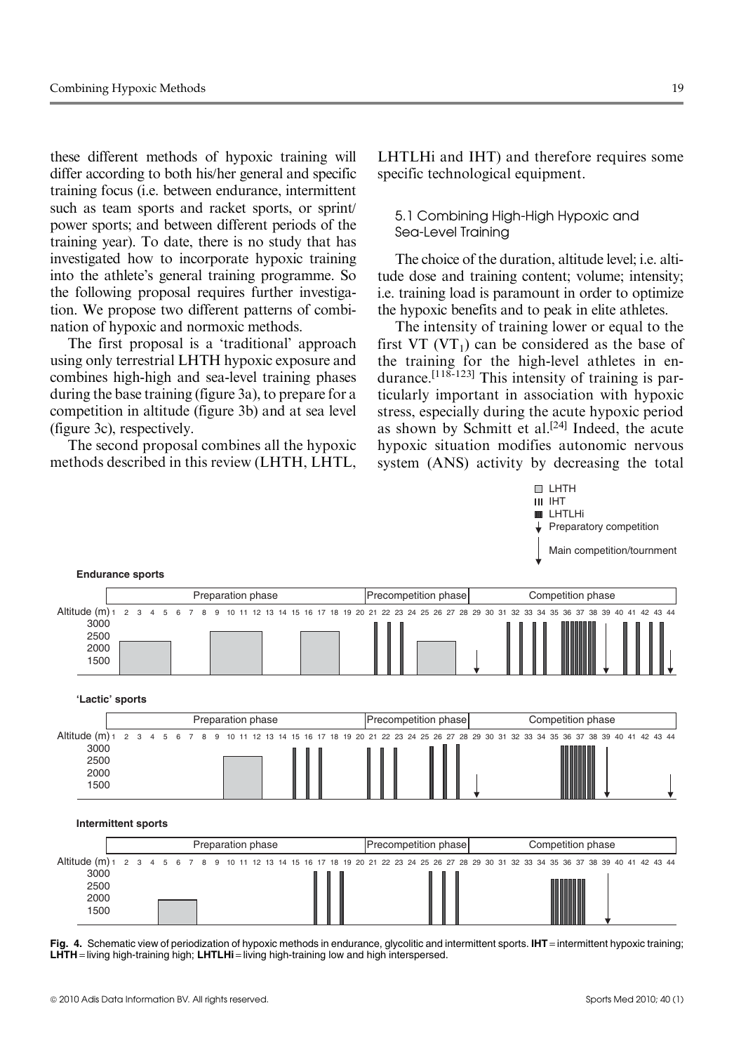these different methods of hypoxic training will differ according to both his/her general and specific training focus (i.e. between endurance, intermittent such as team sports and racket sports, or sprint/power sports; and between different periods of the training year). To date, there is no study that has investigated how to incorporate hypoxic training into the athlete's general training programme. So the following proposal requires further investigation. We propose two different patterns of combination of hypoxic and normoxic methods.

The first proposal is a 'traditional' approach using only terrestrial LHTH hypoxic exposure and combines high-high and sea-level training phases during the base training (figure 3a), to prepare for a competition in altitude (figure 3b) and at sea level (figure 3c), respectively.

The second proposal combines all the hypoxic methods described in this review (LHTH, LHTL, LHTLHi and IHT) and therefore requires some specific technological equipment.

### 5.1 Combining High-High Hypoxic and Sea-Level Training

The choice of the duration, altitude level; i.e. altitude dose and training content; volume; intensity; i.e. training load is paramount in order to optimize the hypoxic benefits and to peak in elite athletes.

The intensity of training lower or equal to the first VT ($VT_1$) can be considered as the base of the training for the high-level athletes in endurance.[118-123] This intensity of training is particularly important in association with hypoxic stress, especially during the acute hypoxic period as shown by Schmitt et al.[24] Indeed, the acute hypoxic situation modifies autonomic nervous system (ANS) activity by decreasing the total

**Fig. 4.** Schematic view of periodization of hypoxic methods in endurance, glycolitic and intermittent sports. **IHT** = intermittent hypoxic training; **LHTH** = living high-training high; **LHTLHi** = living high-training low and high interspersed.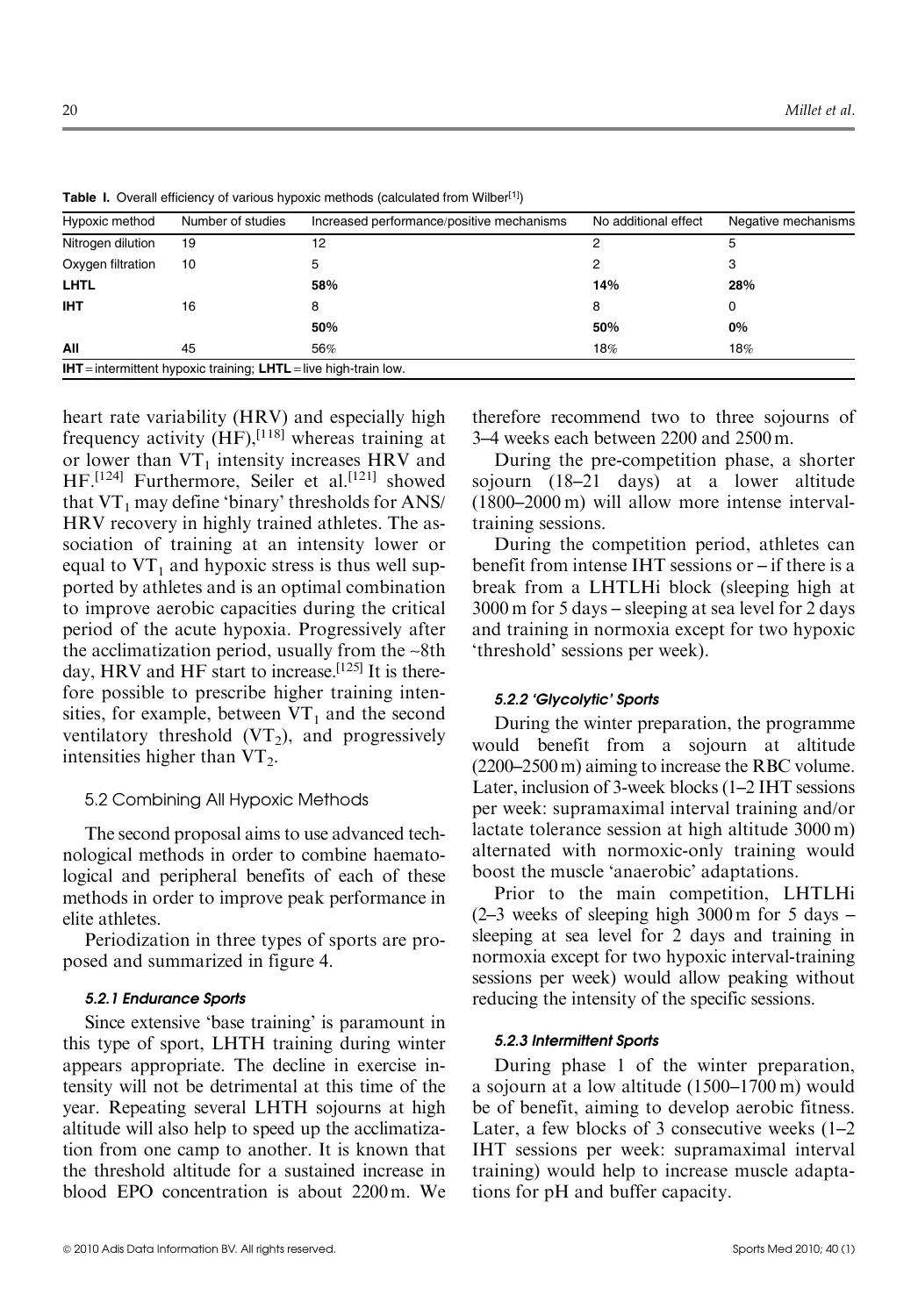**Table I.** Overall efficiency of various hypoxic methods (calculated from Wilber[1])

| Hypoxic method | Number of studies | Increased performance/positive mechanisms | No additional effect | Negative mechanisms |
|---|---|---|---|---|
| Nitrogen dilution | 19 | 12 | 2 | 5 |
| Oxygen filtration | 10 | 5 | 2 | 3 |
| **LHTL** | | **58%** | **14%** | **28%** |
| **IHT** | 16 | 8 | 8 | 0 |
| | | **50%** | **50%** | **0%** |
| **All** | 45 | 56% | 18% | 18% |

**IHT** = intermittent hypoxic training; **LHTL** = live high-train low.

heart rate variability (HRV) and especially high frequency activity (HF),[118] whereas training at or lower than $VT_1$ intensity increases HRV and HF.[124] Furthermore, Seiler et al.[121] showed that $VT_1$ may define 'binary' thresholds for ANS/HRV recovery in highly trained athletes. The association of training at an intensity lower or equal to $VT_1$ and hypoxic stress is thus well supported by athletes and is an optimal combination to improve aerobic capacities during the critical period of the acute hypoxia. Progressively after the acclimatization period, usually from the ~8th day, HRV and HF start to increase.[125] It is therefore possible to prescribe higher training intensities, for example, between $VT_1$ and the second ventilatory threshold ($VT_2$), and progressively intensities higher than $VT_2$.

## 5.2 Combining All Hypoxic Methods

The second proposal aims to use advanced technological methods in order to combine haematological and peripheral benefits of each of these methods in order to improve peak performance in elite athletes.

Periodization in three types of sports are proposed and summarized in figure 4.

### 5.2.1 Endurance Sports

Since extensive 'base training' is paramount in this type of sport, LHTH training during winter appears appropriate. The decline in exercise intensity will not be detrimental at this time of the year. Repeating several LHTH sojourns at high altitude will also help to speed up the acclimatization from one camp to another. It is known that the threshold altitude for a sustained increase in blood EPO concentration is about 2200 m. We therefore recommend two to three sojourns of 3–4 weeks each between 2200 and 2500 m.

During the pre-competition phase, a shorter sojourn (18–21 days) at a lower altitude (1800–2000 m) will allow more intense interval-training sessions.

During the competition period, athletes can benefit from intense IHT sessions or – if there is a break from a LHTLHi block (sleeping high at 3000 m for 5 days – sleeping at sea level for 2 days and training in normoxia except for two hypoxic 'threshold' sessions per week).

### 5.2.2 'Glycolytic' Sports

During the winter preparation, the programme would benefit from a sojourn at altitude (2200–2500 m) aiming to increase the RBC volume. Later, inclusion of 3-week blocks (1–2 IHT sessions per week: supramaximal interval training and/or lactate tolerance session at high altitude 3000 m) alternated with normoxic-only training would boost the muscle 'anaerobic' adaptations.

Prior to the main competition, LHTLHi (2–3 weeks of sleeping high 3000 m for 5 days – sleeping at sea level for 2 days and training in normoxia except for two hypoxic interval-training sessions per week) would allow peaking without reducing the intensity of the specific sessions.

### 5.2.3 Intermittent Sports

During phase 1 of the winter preparation, a sojourn at a low altitude (1500–1700 m) would be of benefit, aiming to develop aerobic fitness. Later, a few blocks of 3 consecutive weeks (1–2 IHT sessions per week: supramaximal interval training) would help to increase muscle adaptations for pH and buffer capacity.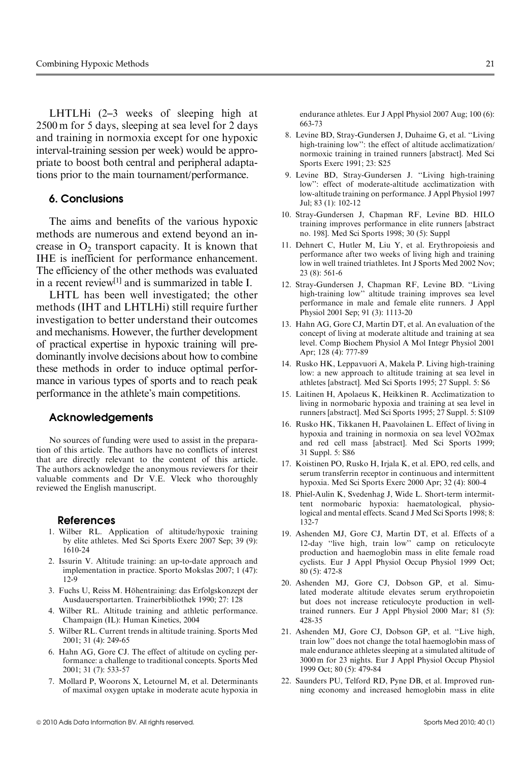LHTLHi (2–3 weeks of sleeping high at 2500 m for 5 days, sleeping at sea level for 2 days and training in normoxia except for one hypoxic interval-training session per week) would be appropriate to boost both central and peripheral adaptations prior to the main tournament/performance.

## 6. Conclusions

The aims and benefits of the various hypoxic methods are numerous and extend beyond an increase in $O_2$ transport capacity. It is known that IHE is inefficient for performance enhancement. The efficiency of the other methods was evaluated in a recent review[1] and is summarized in table I.

LHTL has been well investigated; the other methods (IHT and LHTLHi) still require further investigation to better understand their outcomes and mechanisms. However, the further development of practical expertise in hypoxic training will predominantly involve decisions about how to combine these methods in order to induce optimal performance in various types of sports and to reach peak performance in the athlete's main competitions.

## Acknowledgements

No sources of funding were used to assist in the preparation of this article. The authors have no conflicts of interest that are directly relevant to the content of this article. The authors acknowledge the anonymous reviewers for their valuable comments and Dr V.E. Vleck who thoroughly reviewed the English manuscript.

## References

1. Wilber RL. Application of altitude/hypoxic training by elite athletes. Med Sci Sports Exerc 2007 Sep; 39 (9): 1610-24
2. Issurin V. Altitude training: an up-to-date approach and implementation in practice. Sporto Mokslas 2007; 1 (47): 12-9
3. Fuchs U, Reiss M. Höhentraining: das Erfolgskonzept der Ausdauersportarten. Trainerbibliothek 1990; 27: 128
4. Wilber RL. Altitude training and athletic performance. Champaign (IL): Human Kinetics, 2004
5. Wilber RL. Current trends in altitude training. Sports Med 2001; 31 (4): 249-65
6. Hahn AG, Gore CJ. The effect of altitude on cycling performance: a challenge to traditional concepts. Sports Med 2001; 31 (7): 533-57
7. Mollard P, Woorons X, Letournel M, et al. Determinants of maximal oxygen uptake in moderate acute hypoxia in endurance athletes. Eur J Appl Physiol 2007 Aug; 100 (6): 663-73
8. Levine BD, Stray-Gundersen J, Duhaime G, et al. "Living high-training low": the effect of altitude acclimatization/normoxic training in trained runners [abstract]. Med Sci Sports Exerc 1991; 23: S25
9. Levine BD, Stray-Gundersen J. "Living high-training low": effect of moderate-altitude acclimatization with low-altitude training on performance. J Appl Physiol 1997 Jul; 83 (1): 102-12
10. Stray-Gundersen J, Chapman RF, Levine BD. HILO training improves performance in elite runners [abstract no. 198]. Med Sci Sports 1998; 30 (5): Suppl
11. Dehnert C, Hutler M, Liu Y, et al. Erythropoiesis and performance after two weeks of living high and training low in well trained triathletes. Int J Sports Med 2002 Nov; 23 (8): 561-6
12. Stray-Gundersen J, Chapman RF, Levine BD. "Living high-training low" altitude training improves sea level performance in male and female elite runners. J Appl Physiol 2001 Sep; 91 (3): 1113-20
13. Hahn AG, Gore CJ, Martin DT, et al. An evaluation of the concept of living at moderate altitude and training at sea level. Comp Biochem Physiol A Mol Integr Physiol 2001 Apr; 128 (4): 777-89
14. Rusko HK, Leppavuori A, Makela P. Living high-training low: a new approach to altitude training at sea level in athletes [abstract]. Med Sci Sports 1995; 27 Suppl. 5: S6
15. Laitinen H, Apolaeus K, Heikkinen R. Acclimatization to living in normobaric hypoxia and training at sea level in runners [abstract]. Med Sci Sports 1995; 27 Suppl. 5: S109
16. Rusko HK, Tikkanen H, Paavolainen L. Effect of living in hypoxia and training in normoxia on sea level V̇O2max and red cell mass [abstract]. Med Sci Sports 1999; 31 Suppl. 5: S86
17. Koistinen PO, Rusko H, Irjala K, et al. EPO, red cells, and serum transferrin receptor in continuous and intermittent hypoxia. Med Sci Sports Exerc 2000 Apr; 32 (4): 800-4
18. Phiel-Aulin K, Svedenhag J, Wide L. Short-term intermittent normobaric hypoxia: haematological, physiological and mental effects. Scand J Med Sci Sports 1998; 8: 132-7
19. Ashenden MJ, Gore CJ, Martin DT, et al. Effects of a 12-day "live high, train low" camp on reticulocyte production and haemoglobin mass in elite female road cyclists. Eur J Appl Physiol Occup Physiol 1999 Oct; 80 (5): 472-8
20. Ashenden MJ, Gore CJ, Dobson GP, et al. Simulated moderate altitude elevates serum erythropoietin but does not increase reticulocyte production in well-trained runners. Eur J Appl Physiol 2000 Mar; 81 (5): 428-35
21. Ashenden MJ, Gore CJ, Dobson GP, et al. "Live high, train low" does not change the total haemoglobin mass of male endurance athletes sleeping at a simulated altitude of 3000 m for 23 nights. Eur J Appl Physiol Occup Physiol 1999 Oct; 80 (5): 479-84
22. Saunders PU, Telford RD, Pyne DB, et al. Improved running economy and increased hemoglobin mass in elite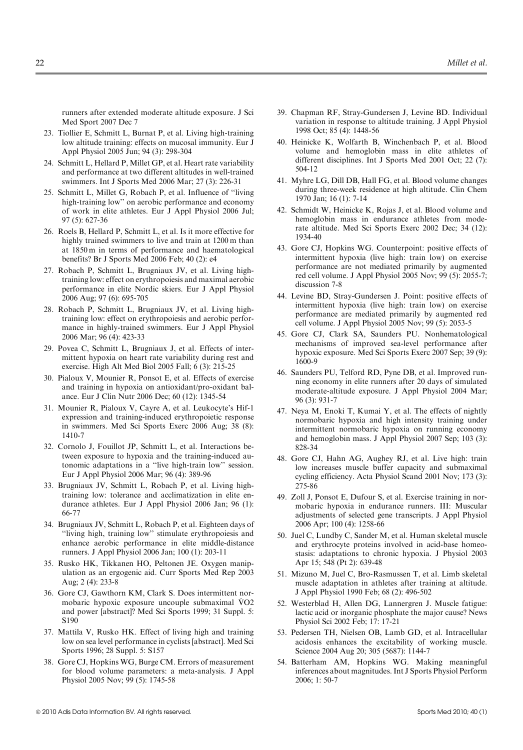runners after extended moderate altitude exposure. J Sci Med Sport 2007 Dec 7

23. Tiollier E, Schmitt L, Burnat P, et al. Living high-training low altitude training: effects on mucosal immunity. Eur J Appl Physiol 2005 Jun; 94 (3): 298-304
24. Schmitt L, Hellard P, Millet GP, et al. Heart rate variability and performance at two different altitudes in well-trained swimmers. Int J Sports Med 2006 Mar; 27 (3): 226-31
25. Schmitt L, Millet G, Robach P, et al. Influence of "living high-training low" on aerobic performance and economy of work in elite athletes. Eur J Appl Physiol 2006 Jul; 97 (5): 627-36
26. Roels B, Hellard P, Schmitt L, et al. Is it more effective for highly trained swimmers to live and train at 1200 m than at 1850 m in terms of performance and haematological benefits? Br J Sports Med 2006 Feb; 40 (2): e4
27. Robach P, Schmitt L, Brugniaux JV, et al. Living high-training low: effect on erythropoiesis and maximal aerobic performance in elite Nordic skiers. Eur J Appl Physiol 2006 Aug; 97 (6): 695-705
28. Robach P, Schmitt L, Brugniaux JV, et al. Living high-training low: effect on erythropoiesis and aerobic performance in highly-trained swimmers. Eur J Appl Physiol 2006 Mar; 96 (4): 423-33
29. Povea C, Schmitt L, Brugniaux J, et al. Effects of intermittent hypoxia on heart rate variability during rest and exercise. High Alt Med Biol 2005 Fall; 6 (3): 215-25
30. Pialoux V, Mounier R, Ponsot E, et al. Effects of exercise and training in hypoxia on antioxidant/pro-oxidant balance. Eur J Clin Nutr 2006 Dec; 60 (12): 1345-54
31. Mounier R, Pialoux V, Cayre A, et al. Leukocyte's Hif-1 expression and training-induced erythropoietic response in swimmers. Med Sci Sports Exerc 2006 Aug; 38 (8): 1410-7
32. Cornolo J, Fouillot JP, Schmitt L, et al. Interactions between exposure to hypoxia and the training-induced autonomic adaptations in a "live high-train low" session. Eur J Appl Physiol 2006 Mar; 96 (4): 389-96
33. Brugniaux JV, Schmitt L, Robach P, et al. Living high-training low: tolerance and acclimatization in elite endurance athletes. Eur J Appl Physiol 2006 Jan; 96 (1): 66-77
34. Brugniaux JV, Schmitt L, Robach P, et al. Eighteen days of "living high, training low" stimulate erythropoiesis and enhance aerobic performance in elite middle-distance runners. J Appl Physiol 2006 Jan; 100 (1): 203-11
35. Rusko HK, Tikkanen HO, Peltonen JE. Oxygen manipulation as an ergogenic aid. Curr Sports Med Rep 2003 Aug; 2 (4): 233-8
36. Gore CJ, Gawthorn KM, Clark S. Does intermittent normobaric hypoxic exposure uncouple submaximal $\dot{V}O2$ and power [abstract]? Med Sci Sports 1999; 31 Suppl. 5: S190
37. Mattila V, Rusko HK. Effect of living high and training low on sea level performance in cyclists [abstract]. Med Sci Sports 1996; 28 Suppl. 5: S157
38. Gore CJ, Hopkins WG, Burge CM. Errors of measurement for blood volume parameters: a meta-analysis. J Appl Physiol 2005 Nov; 99 (5): 1745-58
39. Chapman RF, Stray-Gundersen J, Levine BD. Individual variation in response to altitude training. J Appl Physiol 1998 Oct; 85 (4): 1448-56
40. Heinicke K, Wolfarth B, Winchenbach P, et al. Blood volume and hemoglobin mass in elite athletes of different disciplines. Int J Sports Med 2001 Oct; 22 (7): 504-12
41. Myhre LG, Dill DB, Hall FG, et al. Blood volume changes during three-week residence at high altitude. Clin Chem 1970 Jan; 16 (1): 7-14
42. Schmidt W, Heinicke K, Rojas J, et al. Blood volume and hemoglobin mass in endurance athletes from moderate altitude. Med Sci Sports Exerc 2002 Dec; 34 (12): 1934-40
43. Gore CJ, Hopkins WG. Counterpoint: positive effects of intermittent hypoxia (live high: train low) on exercise performance are not mediated primarily by augmented red cell volume. J Appl Physiol 2005 Nov; 99 (5): 2055-7; discussion 7-8
44. Levine BD, Stray-Gundersen J. Point: positive effects of intermittent hypoxia (live high: train low) on exercise performance are mediated primarily by augmented red cell volume. J Appl Physiol 2005 Nov; 99 (5): 2053-5
45. Gore CJ, Clark SA, Saunders PU. Nonhematological mechanisms of improved sea-level performance after hypoxic exposure. Med Sci Sports Exerc 2007 Sep; 39 (9): 1600-9
46. Saunders PU, Telford RD, Pyne DB, et al. Improved running economy in elite runners after 20 days of simulated moderate-altitude exposure. J Appl Physiol 2004 Mar; 96 (3): 931-7
47. Neya M, Enoki T, Kumai Y, et al. The effects of nightly normobaric hypoxia and high intensity training under intermittent normobaric hypoxia on running economy and hemoglobin mass. J Appl Physiol 2007 Sep; 103 (3): 828-34
48. Gore CJ, Hahn AG, Aughey RJ, et al. Live high: train low increases muscle buffer capacity and submaximal cycling efficiency. Acta Physiol Scand 2001 Nov; 173 (3): 275-86
49. Zoll J, Ponsot E, Dufour S, et al. Exercise training in normobaric hypoxia in endurance runners. III: Muscular adjustments of selected gene transcripts. J Appl Physiol 2006 Apr; 100 (4): 1258-66
50. Juel C, Lundby C, Sander M, et al. Human skeletal muscle and erythrocyte proteins involved in acid-base homeostasis: adaptations to chronic hypoxia. J Physiol 2003 Apr 15; 548 (Pt 2): 639-48
51. Mizuno M, Juel C, Bro-Rasmussen T, et al. Limb skeletal muscle adaptation in athletes after training at altitude. J Appl Physiol 1990 Feb; 68 (2): 496-502
52. Westerblad H, Allen DG, Lannergren J. Muscle fatigue: lactic acid or inorganic phosphate the major cause? News Physiol Sci 2002 Feb; 17: 17-21
53. Pedersen TH, Nielsen OB, Lamb GD, et al. Intracellular acidosis enhances the excitability of working muscle. Science 2004 Aug 20; 305 (5687): 1144-7
54. Batterham AM, Hopkins WG. Making meaningful inferences about magnitudes. Int J Sports Physiol Perform 2006; 1: 50-7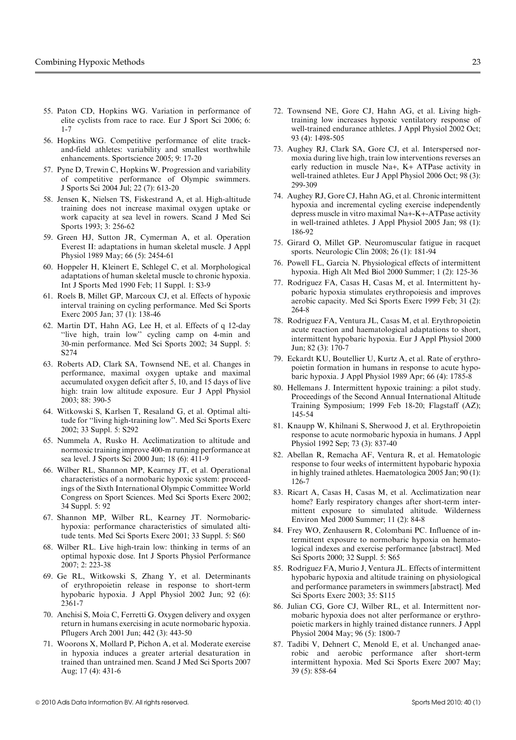55. Paton CD, Hopkins WG. Variation in performance of elite cyclists from race to race. Eur J Sport Sci 2006; 6: 1-7
56. Hopkins WG. Competitive performance of elite track-and-field athletes: variability and smallest worthwhile enhancements. Sportscience 2005; 9: 17-20
57. Pyne D, Trewin C, Hopkins W. Progression and variability of competitive performance of Olympic swimmers. J Sports Sci 2004 Jul; 22 (7): 613-20
58. Jensen K, Nielsen TS, Fiskestrand A, et al. High-altitude training does not increase maximal oxygen uptake or work capacity at sea level in rowers. Scand J Med Sci Sports 1993; 3: 256-62
59. Green HJ, Sutton JR, Cymerman A, et al. Operation Everest II: adaptations in human skeletal muscle. J Appl Physiol 1989 May; 66 (5): 2454-61
60. Hoppeler H, Kleinert E, Schlegel C, et al. Morphological adaptations of human skeletal muscle to chronic hypoxia. Int J Sports Med 1990 Feb; 11 Suppl. 1: S3-9
61. Roels B, Millet GP, Marcoux CJ, et al. Effects of hypoxic interval training on cycling performance. Med Sci Sports Exerc 2005 Jan; 37 (1): 138-46
62. Martin DT, Hahn AG, Lee H, et al. Effects of q 12-day "live high, train low" cycling camp on 4-min and 30-min performance. Med Sci Sports 2002; 34 Suppl. 5: S274
63. Roberts AD, Clark SA, Townsend NE, et al. Changes in performance, maximal oxygen uptake and maximal accumulated oxygen deficit after 5, 10, and 15 days of live high: train low altitude exposure. Eur J Appl Physiol 2003; 88: 390-5
64. Witkowski S, Karlsen T, Resaland G, et al. Optimal altitude for "living high-training low". Med Sci Sports Exerc 2002; 33 Suppl. 5: S292
65. Nummela A, Rusko H. Acclimatization to altitude and normoxic training improve 400-m running performance at sea level. J Sports Sci 2000 Jun; 18 (6): 411-9
66. Wilber RL, Shannon MP, Kearney JT, et al. Operational characteristics of a normobaric hypoxic system: proceedings of the Sixth International Olympic Committee World Congress on Sport Sciences. Med Sci Sports Exerc 2002; 34 Suppl. 5: 92
67. Shannon MP, Wilber RL, Kearney JT. Normobaric-hypoxia: performance characteristics of simulated altitude tents. Med Sci Sports Exerc 2001; 33 Suppl. 5: S60
68. Wilber RL. Live high-train low: thinking in terms of an optimal hypoxic dose. Int J Sports Physiol Performance 2007; 2: 223-38
69. Ge RL, Witkowski S, Zhang Y, et al. Determinants of erythropoietin release in response to short-term hypobaric hypoxia. J Appl Physiol 2002 Jun; 92 (6): 2361-7
70. Anchisi S, Moia C, Ferretti G. Oxygen delivery and oxygen return in humans exercising in acute normobaric hypoxia. Pflugers Arch 2001 Jun; 442 (3): 443-50
71. Woorons X, Mollard P, Pichon A, et al. Moderate exercise in hypoxia induces a greater arterial desaturation in trained than untrained men. Scand J Med Sci Sports 2007 Aug; 17 (4): 431-6
72. Townsend NE, Gore CJ, Hahn AG, et al. Living high-training low increases hypoxic ventilatory response of well-trained endurance athletes. J Appl Physiol 2002 Oct; 93 (4): 1498-505
73. Aughey RJ, Clark SA, Gore CJ, et al. Interspersed normoxia during live high, train low interventions reverses an early reduction in muscle Na+, K+ ATPase activity in well-trained athletes. Eur J Appl Physiol 2006 Oct; 98 (3): 299-309
74. Aughey RJ, Gore CJ, Hahn AG, et al. Chronic intermittent hypoxia and incremental cycling exercise independently depress muscle in vitro maximal Na+-K+-ATPase activity in well-trained athletes. J Appl Physiol 2005 Jan; 98 (1): 186-92
75. Girard O, Millet GP. Neuromuscular fatigue in racquet sports. Neurologic Clin 2008; 26 (1): 181-94
76. Powell FL, Garcia N. Physiological effects of intermittent hypoxia. High Alt Med Biol 2000 Summer; 1 (2): 125-36
77. Rodriguez FA, Casas H, Casas M, et al. Intermittent hypobaric hypoxia stimulates erythropoiesis and improves aerobic capacity. Med Sci Sports Exerc 1999 Feb; 31 (2): 264-8
78. Rodriguez FA, Ventura JL, Casas M, et al. Erythropoietin acute reaction and haematological adaptations to short, intermittent hypobaric hypoxia. Eur J Appl Physiol 2000 Jun; 82 (3): 170-7
79. Eckardt KU, Boutellier U, Kurtz A, et al. Rate of erythropoietin formation in humans in response to acute hypobaric hypoxia. J Appl Physiol 1989 Apr; 66 (4): 1785-8
80. Hellemans J. Intermittent hypoxic training: a pilot study. Proceedings of the Second Annual International Altitude Training Symposium; 1999 Feb 18-20; Flagstaff (AZ); 145-54
81. Knaupp W, Khilnani S, Sherwood J, et al. Erythropoietin response to acute normobaric hypoxia in humans. J Appl Physiol 1992 Sep; 73 (3): 837-40
82. Abellan R, Remacha AF, Ventura R, et al. Hematologic response to four weeks of intermittent hypobaric hypoxia in highly trained athletes. Haematologica 2005 Jan; 90 (1): 126-7
83. Ricart A, Casas H, Casas M, et al. Acclimatization near home? Early respiratory changes after short-term intermittent exposure to simulated altitude. Wilderness Environ Med 2000 Summer; 11 (2): 84-8
84. Frey WO, Zenhausern R, Colombani PC. Influence of intermittent exposure to normobaric hypoxia on hematological indexes and exercise performance [abstract]. Med Sci Sports 2000; 32 Suppl. 5: S65
85. Rodriguez FA, Murio J, Ventura JL. Effects of intermittent hypobaric hypoxia and altitude training on physiological and performance parameters in swimmers [abstract]. Med Sci Sports Exerc 2003; 35: S115
86. Julian CG, Gore CJ, Wilber RL, et al. Intermittent normobaric hypoxia does not alter performance or erythropoietic markers in highly trained distance runners. J Appl Physiol 2004 May; 96 (5): 1800-7
87. Tadibi V, Dehnert C, Menold E, et al. Unchanged anaerobic and aerobic performance after short-term intermittent hypoxia. Med Sci Sports Exerc 2007 May; 39 (5): 858-64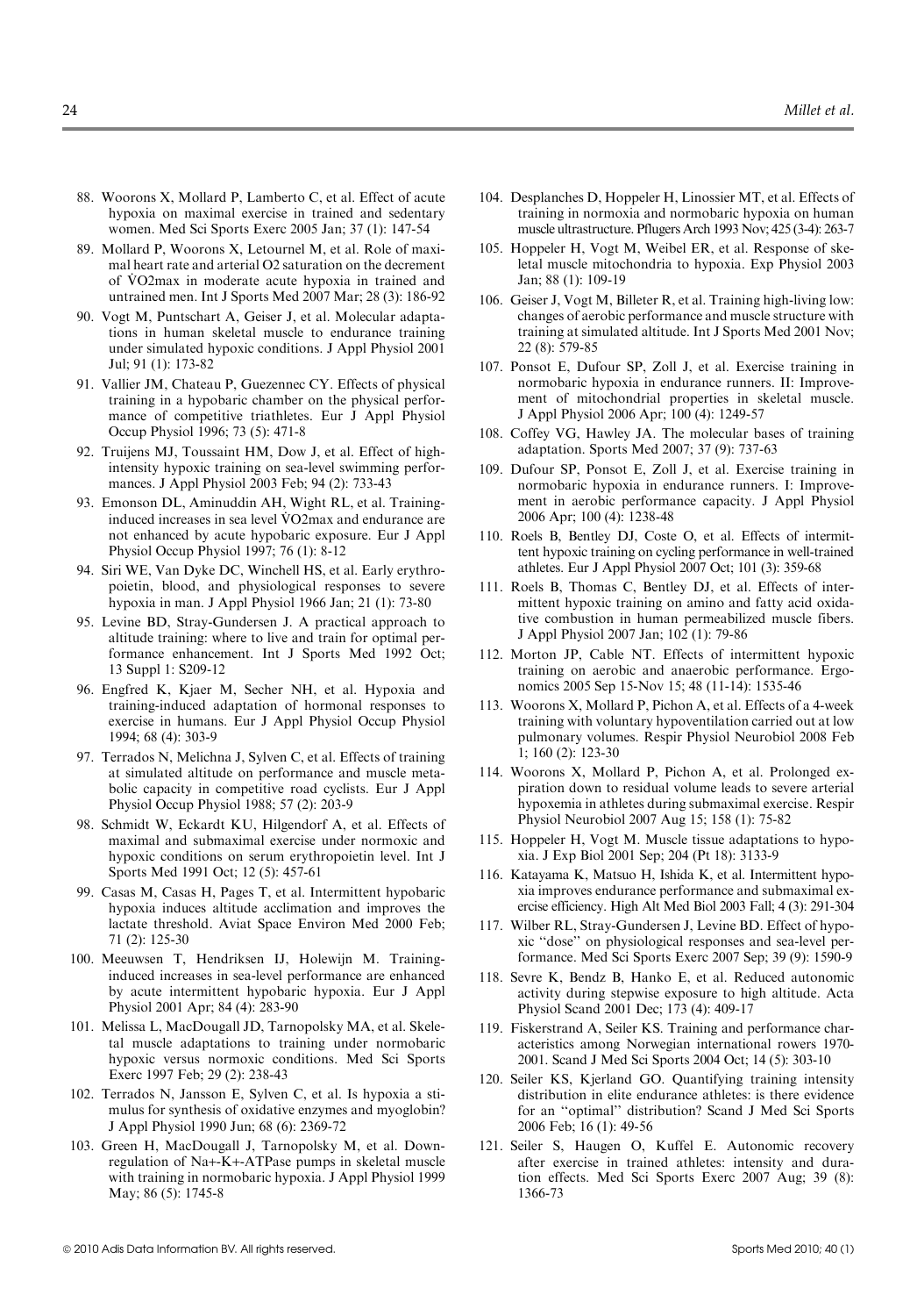88. Woorons X, Mollard P, Lamberto C, et al. Effect of acute hypoxia on maximal exercise in trained and sedentary women. Med Sci Sports Exerc 2005 Jan; 37 (1): 147-54
89. Mollard P, Woorons X, Letournel M, et al. Role of maximal heart rate and arterial O2 saturation on the decrement of V̇O2max in moderate acute hypoxia in trained and untrained men. Int J Sports Med 2007 Mar; 28 (3): 186-92
90. Vogt M, Puntschart A, Geiser J, et al. Molecular adaptations in human skeletal muscle to endurance training under simulated hypoxic conditions. J Appl Physiol 2001 Jul; 91 (1): 173-82
91. Vallier JM, Chateau P, Guezennec CY. Effects of physical training in a hypobaric chamber on the physical performance of competitive triathletes. Eur J Appl Physiol Occup Physiol 1996; 73 (5): 471-8
92. Truijens MJ, Toussaint HM, Dow J, et al. Effect of high-intensity hypoxic training on sea-level swimming performances. J Appl Physiol 2003 Feb; 94 (2): 733-43
93. Emonson DL, Aminuddin AH, Wight RL, et al. Training-induced increases in sea level V̇O2max and endurance are not enhanced by acute hypobaric exposure. Eur J Appl Physiol Occup Physiol 1997; 76 (1): 8-12
94. Siri WE, Van Dyke DC, Winchell HS, et al. Early erythropoietin, blood, and physiological responses to severe hypoxia in man. J Appl Physiol 1966 Jan; 21 (1): 73-80
95. Levine BD, Stray-Gundersen J. A practical approach to altitude training: where to live and train for optimal performance enhancement. Int J Sports Med 1992 Oct; 13 Suppl 1: S209-12
96. Engfred K, Kjaer M, Secher NH, et al. Hypoxia and training-induced adaptation of hormonal responses to exercise in humans. Eur J Appl Physiol Occup Physiol 1994; 68 (4): 303-9
97. Terrados N, Melichna J, Sylven C, et al. Effects of training at simulated altitude on performance and muscle metabolic capacity in competitive road cyclists. Eur J Appl Physiol Occup Physiol 1988; 57 (2): 203-9
98. Schmidt W, Eckardt KU, Hilgendorf A, et al. Effects of maximal and submaximal exercise under normoxic and hypoxic conditions on serum erythropoietin level. Int J Sports Med 1991 Oct; 12 (5): 457-61
99. Casas M, Casas H, Pages T, et al. Intermittent hypobaric hypoxia induces altitude acclimation and improves the lactate threshold. Aviat Space Environ Med 2000 Feb; 71 (2): 125-30
100. Meeuwsen T, Hendriksen IJ, Holewijn M. Training-induced increases in sea-level performance are enhanced by acute intermittent hypobaric hypoxia. Eur J Appl Physiol 2001 Apr; 84 (4): 283-90
101. Melissa L, MacDougall JD, Tarnopolsky MA, et al. Skeletal muscle adaptations to training under normobaric hypoxic versus normoxic conditions. Med Sci Sports Exerc 1997 Feb; 29 (2): 238-43
102. Terrados N, Jansson E, Sylven C, et al. Is hypoxia a stimulus for synthesis of oxidative enzymes and myoglobin? J Appl Physiol 1990 Jun; 68 (6): 2369-72
103. Green H, MacDougall J, Tarnopolsky M, et al. Downregulation of Na+-K+-ATPase pumps in skeletal muscle with training in normobaric hypoxia. J Appl Physiol 1999 May; 86 (5): 1745-8
104. Desplanches D, Hoppeler H, Linossier MT, et al. Effects of training in normoxia and normobaric hypoxia on human muscle ultrastructure. Pflugers Arch 1993 Nov; 425 (3-4): 263-7
105. Hoppeler H, Vogt M, Weibel ER, et al. Response of skeletal muscle mitochondria to hypoxia. Exp Physiol 2003 Jan; 88 (1): 109-19
106. Geiser J, Vogt M, Billeter R, et al. Training high-living low: changes of aerobic performance and muscle structure with training at simulated altitude. Int J Sports Med 2001 Nov; 22 (8): 579-85
107. Ponsot E, Dufour SP, Zoll J, et al. Exercise training in normobaric hypoxia in endurance runners. II: Improvement of mitochondrial properties in skeletal muscle. J Appl Physiol 2006 Apr; 100 (4): 1249-57
108. Coffey VG, Hawley JA. The molecular bases of training adaptation. Sports Med 2007; 37 (9): 737-63
109. Dufour SP, Ponsot E, Zoll J, et al. Exercise training in normobaric hypoxia in endurance runners. I: Improvement in aerobic performance capacity. J Appl Physiol 2006 Apr; 100 (4): 1238-48
110. Roels B, Bentley DJ, Coste O, et al. Effects of intermittent hypoxic training on cycling performance in well-trained athletes. Eur J Appl Physiol 2007 Oct; 101 (3): 359-68
111. Roels B, Thomas C, Bentley DJ, et al. Effects of intermittent hypoxic training on amino and fatty acid oxidative combustion in human permeabilized muscle fibers. J Appl Physiol 2007 Jan; 102 (1): 79-86
112. Morton JP, Cable NT. Effects of intermittent hypoxic training on aerobic and anaerobic performance. Ergonomics 2005 Sep 15-Nov 15; 48 (11-14): 1535-46
113. Woorons X, Mollard P, Pichon A, et al. Effects of a 4-week training with voluntary hypoventilation carried out at low pulmonary volumes. Respir Physiol Neurobiol 2008 Feb 1; 160 (2): 123-30
114. Woorons X, Mollard P, Pichon A, et al. Prolonged expiration down to residual volume leads to severe arterial hypoxemia in athletes during submaximal exercise. Respir Physiol Neurobiol 2007 Aug 15; 158 (1): 75-82
115. Hoppeler H, Vogt M. Muscle tissue adaptations to hypoxia. J Exp Biol 2001 Sep; 204 (Pt 18): 3133-9
116. Katayama K, Matsuo H, Ishida K, et al. Intermittent hypoxia improves endurance performance and submaximal exercise efficiency. High Alt Med Biol 2003 Fall; 4 (3): 291-304
117. Wilber RL, Stray-Gundersen J, Levine BD. Effect of hypoxic "dose" on physiological responses and sea-level performance. Med Sci Sports Exerc 2007 Sep; 39 (9): 1590-9
118. Sevre K, Bendz B, Hanko E, et al. Reduced autonomic activity during stepwise exposure to high altitude. Acta Physiol Scand 2001 Dec; 173 (4): 409-17
119. Fiskerstrand A, Seiler KS. Training and performance characteristics among Norwegian international rowers 1970-2001. Scand J Med Sci Sports 2004 Oct; 14 (5): 303-10
120. Seiler KS, Kjerland GO. Quantifying training intensity distribution in elite endurance athletes: is there evidence for an "optimal" distribution? Scand J Med Sci Sports 2006 Feb; 16 (1): 49-56
121. Seiler S, Haugen O, Kuffel E. Autonomic recovery after exercise in trained athletes: intensity and duration effects. Med Sci Sports Exerc 2007 Aug; 39 (8): 1366-73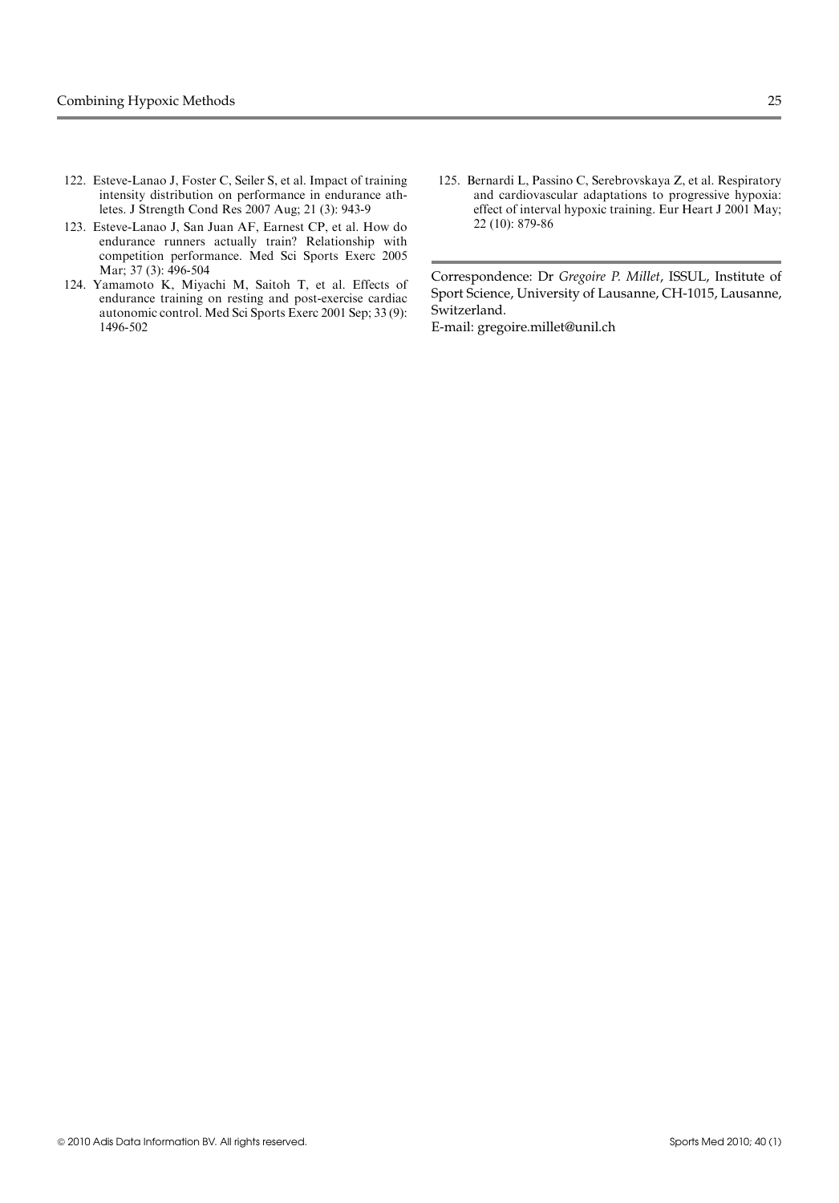122. Esteve-Lanao J, Foster C, Seiler S, et al. Impact of training intensity distribution on performance in endurance athletes. J Strength Cond Res 2007 Aug; 21 (3): 943-9

123. Esteve-Lanao J, San Juan AF, Earnest CP, et al. How do endurance runners actually train? Relationship with competition performance. Med Sci Sports Exerc 2005 Mar; 37 (3): 496-504

124. Yamamoto K, Miyachi M, Saitoh T, et al. Effects of endurance training on resting and post-exercise cardiac autonomic control. Med Sci Sports Exerc 2001 Sep; 33 (9): 1496-502

125. Bernardi L, Passino C, Serebrovskaya Z, et al. Respiratory and cardiovascular adaptations to progressive hypoxia: effect of interval hypoxic training. Eur Heart J 2001 May; 22 (10): 879-86

---

Correspondence: Dr *Gregoire P. Millet*, ISSUL, Institute of Sport Science, University of Lausanne, CH-1015, Lausanne, Switzerland.
E-mail: gregoire.millet@unil.ch